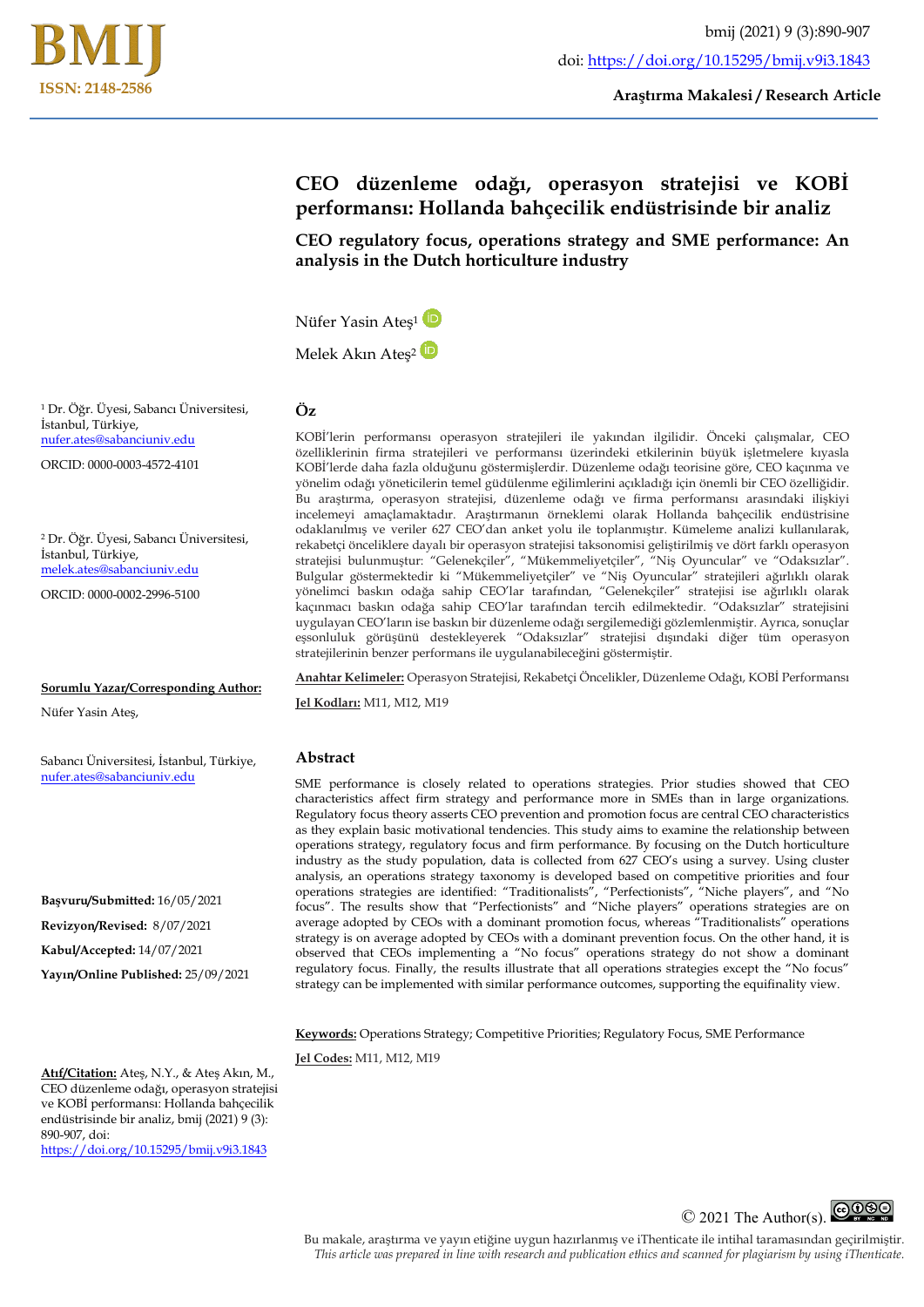Araştırma Makalesi / Research Article

# CEO düzenleme odağı, operasyon stratejisi ve KOBİ performansı: Hollanda bahçecilik endüstrisinde bir analiz

## CEO regulatory focus, operations strategy and SME performance: An analysis in the Dutch horticulture industry

Nüfer Yasin Ateş[1]

Melek Akın Ateş[2]

[1] Dr. Öğr. Üyesi, Sabancı Üniversitesi, İstanbul, Türkiye, nufer.ates@sabanciuniv.edu

ORCID: 0000-0003-4572-4101

[2] Dr. Öğr. Üyesi, Sabancı Üniversitesi, İstanbul, Türkiye, melek.ates@sabanciuniv.edu

ORCID: 0000-0002-2996-5100

**Sorumlu Yazar/Corresponding Author:** Nüfer Yasin Ateş,

Sabancı Üniversitesi, İstanbul, Türkiye, nufer.ates@sabanciuniv.edu

**Başvuru/Submitted:** 16/05/2021

**Revizyon/Revised:** 8/07/2021

**Kabul/Accepted:** 14/07/2021

**Yayın/Online Published:** 25/09/2021

**Atıf/Citation:** Ateş, N.Y., & Ateş Akın, M., CEO düzenleme odağı, operasyon stratejisi ve KOBİ performansı: Hollanda bahçecilik endüstrisinde bir analiz, bmij (2021) 9 (3): 890-907, doi: https://doi.org/10.15295/bmij.v9i3.1843

## Öz

KOBİ'lerin performansı operasyon stratejileri ile yakından ilgilidir. Önceki çalışmalar, CEO özelliklerinin firma stratejileri ve performansı üzerindeki etkilerinin büyük işletmelere kıyasla KOBİ'lerde daha fazla olduğunu göstermişlerdir. Düzenleme odağı teorisine göre, CEO kaçınma ve yönelim odağı yöneticilerin temel güdülenme eğilimlerini açıkladığı için önemli bir CEO özelliğidir. Bu araştırma, operasyon stratejisi, düzenleme odağı ve firma performansı arasındaki ilişkiyi incelemeyi amaçlamaktadır. Araştırmanın örneklemi olarak Hollanda bahçecilik endüstrisine odaklanılmış ve veriler 627 CEO'dan anket yolu ile toplanmıştır. Kümeleme analizi kullanılarak, rekabetçi önceliklere dayalı bir operasyon stratejisi taksonomisi geliştirilmiş ve dört farklı operasyon stratejisi bulunmuştur: "Gelenekçiler", "Mükemmeliyetçiler", "Niş Oyuncular" ve "Odaksızlar". Bulgular göstermektedir ki "Mükemmeliyetçiler" ve "Niş Oyuncular" stratejileri ağırlıklı olarak yönelimci baskın odağa sahip CEO'lar tarafından, "Gelenekçiler" stratejisi ise ağırlıklı olarak kaçınmacı baskın odağa sahip CEO'lar tarafından tercih edilmektedir. "Odaksızlar" stratejisini uygulayan CEO'ların ise baskın bir düzenleme odağı sergilemediği gözlemlenmiştir. Ayrıca, sonuçlar eşsonluluk görüşünü destekleyerek "Odaksızlar" stratejisi dışındaki diğer tüm operasyon stratejilerinin benzer performans ile uygulanabileceğini göstermiştir.

**Anahtar Kelimeler:** Operasyon Stratejisi, Rekabetçi Öncelikler, Düzenleme Odağı, KOBİ Performansı

**Jel Kodları:** M11, M12, M19

## Abstract

SME performance is closely related to operations strategies. Prior studies showed that CEO characteristics affect firm strategy and performance more in SMEs than in large organizations. Regulatory focus theory asserts CEO prevention and promotion focus are central CEO characteristics as they explain basic motivational tendencies. This study aims to examine the relationship between operations strategy, regulatory focus and firm performance. By focusing on the Dutch horticulture industry as the study population, data is collected from 627 CEO's using a survey. Using cluster analysis, an operations strategy taxonomy is developed based on competitive priorities and four operations strategies are identified: "Traditionalists", "Perfectionists", "Niche players", and "No focus". The results show that "Perfectionists" and "Niche players" operations strategies are on average adopted by CEOs with a dominant promotion focus, whereas "Traditionalists" operations strategy is on average adopted by CEOs with a dominant prevention focus. On the other hand, it is observed that CEOs implementing a "No focus" operations strategy do not show a dominant regulatory focus. Finally, the results illustrate that all operations strategies except the "No focus" strategy can be implemented with similar performance outcomes, supporting the equifinality view.

**Keywords:** Operations Strategy; Competitive Priorities; Regulatory Focus, SME Performance

**Jel Codes:** M11, M12, M19

© 2021 The Author(s).

Bu makale, araştırma ve yayın etiğine uygun hazırlanmış ve iThenticate ile intihal taramasından geçirilmiştir.
*This article was prepared in line with research and publication ethics and scanned for plagiarism by using iThenticate.*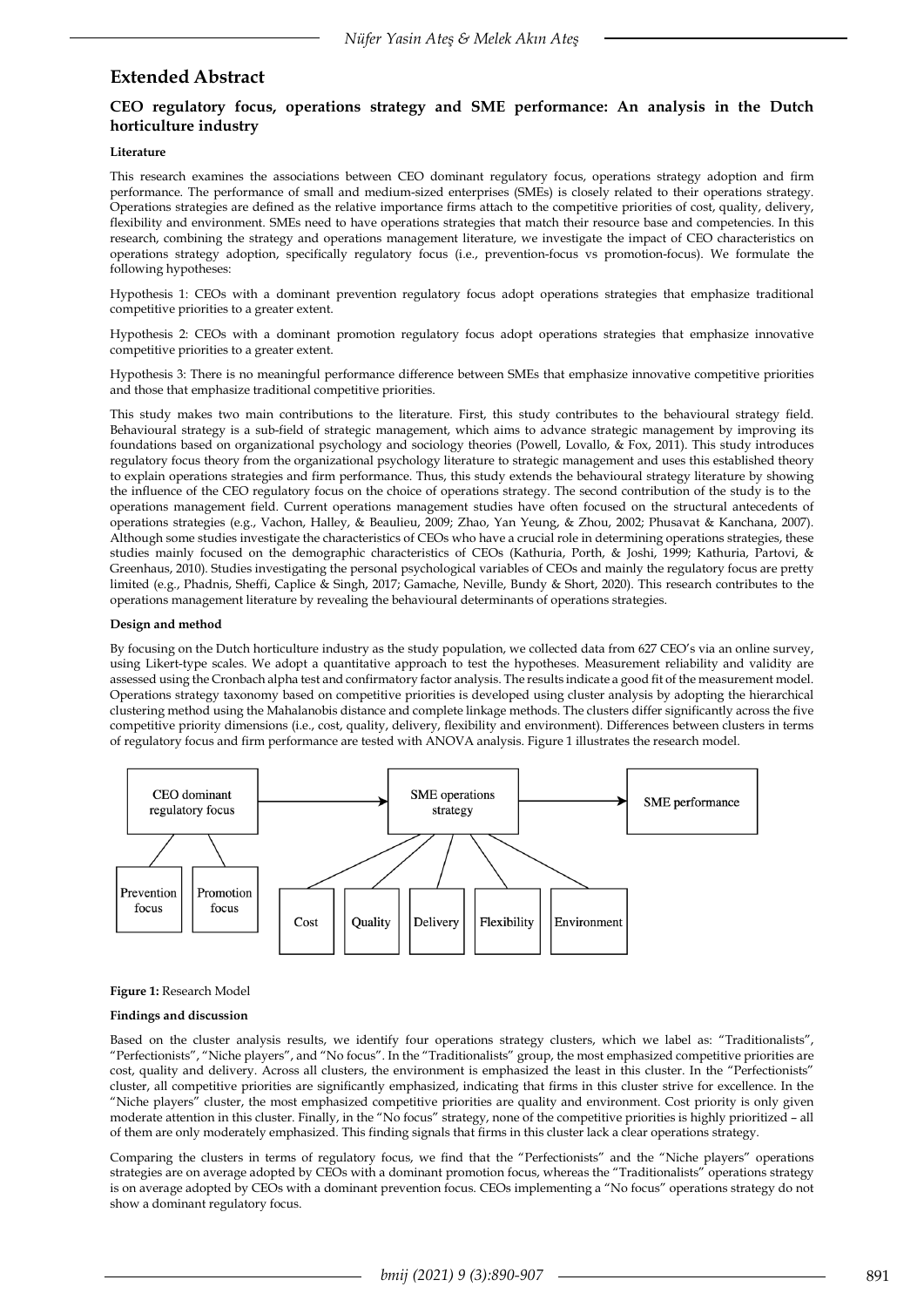## Extended Abstract

### CEO regulatory focus, operations strategy and SME performance: An analysis in the Dutch horticulture industry

**Literature**

This research examines the associations between CEO dominant regulatory focus, operations strategy adoption and firm performance. The performance of small and medium-sized enterprises (SMEs) is closely related to their operations strategy. Operations strategies are defined as the relative importance firms attach to the competitive priorities of cost, quality, delivery, flexibility and environment. SMEs need to have operations strategies that match their resource base and competencies. In this research, combining the strategy and operations management literature, we investigate the impact of CEO characteristics on operations strategy adoption, specifically regulatory focus (i.e., prevention-focus vs promotion-focus). We formulate the following hypotheses:

Hypothesis 1: CEOs with a dominant prevention regulatory focus adopt operations strategies that emphasize traditional competitive priorities to a greater extent.

Hypothesis 2: CEOs with a dominant promotion regulatory focus adopt operations strategies that emphasize innovative competitive priorities to a greater extent.

Hypothesis 3: There is no meaningful performance difference between SMEs that emphasize innovative competitive priorities and those that emphasize traditional competitive priorities.

This study makes two main contributions to the literature. First, this study contributes to the behavioural strategy field. Behavioural strategy is a sub-field of strategic management, which aims to advance strategic management by improving its foundations based on organizational psychology and sociology theories (Powell, Lovallo, & Fox, 2011). This study introduces regulatory focus theory from the organizational psychology literature to strategic management and uses this established theory to explain operations strategies and firm performance. Thus, this study extends the behavioural strategy literature by showing the influence of the CEO regulatory focus on the choice of operations strategy. The second contribution of the study is to the operations management field. Current operations management studies have often focused on the structural antecedents of operations strategies (e.g., Vachon, Halley, & Beaulieu, 2009; Zhao, Yan Yeung, & Zhou, 2002; Phusavat & Kanchana, 2007). Although some studies investigate the characteristics of CEOs who have a crucial role in determining operations strategies, these studies mainly focused on the demographic characteristics of CEOs (Kathuria, Porth, & Joshi, 1999; Kathuria, Partovi, & Greenhaus, 2010). Studies investigating the personal psychological variables of CEOs and mainly the regulatory focus are pretty limited (e.g., Phadnis, Sheffi, Caplice & Singh, 2017; Gamache, Neville, Bundy & Short, 2020). This research contributes to the operations management literature by revealing the behavioural determinants of operations strategies.

**Design and method**

By focusing on the Dutch horticulture industry as the study population, we collected data from 627 CEO's via an online survey, using Likert-type scales. We adopt a quantitative approach to test the hypotheses. Measurement reliability and validity are assessed using the Cronbach alpha test and confirmatory factor analysis. The results indicate a good fit of the measurement model. Operations strategy taxonomy based on competitive priorities is developed using cluster analysis by adopting the hierarchical clustering method using the Mahalanobis distance and complete linkage methods. The clusters differ significantly across the five competitive priority dimensions (i.e., cost, quality, delivery, flexibility and environment). Differences between clusters in terms of regulatory focus and firm performance are tested with ANOVA analysis. Figure 1 illustrates the research model.

CEO dominant regulatory focus
Prevention focus
Promotion focus
SME operations strategy
Cost
Quality
Delivery
Flexibility
Environment
SME performance

**Figure 1:** Research Model

**Findings and discussion**

Based on the cluster analysis results, we identify four operations strategy clusters, which we label as: "Traditionalists", "Perfectionists", "Niche players", and "No focus". In the "Traditionalists" group, the most emphasized competitive priorities are cost, quality and delivery. Across all clusters, the environment is emphasized the least in this cluster. In the "Perfectionists" cluster, all competitive priorities are significantly emphasized, indicating that firms in this cluster strive for excellence. In the "Niche players" cluster, the most emphasized competitive priorities are quality and environment. Cost priority is only given moderate attention in this cluster. Finally, in the "No focus" strategy, none of the competitive priorities is highly prioritized – all of them are only moderately emphasized. This finding signals that firms in this cluster lack a clear operations strategy.

Comparing the clusters in terms of regulatory focus, we find that the "Perfectionists" and the "Niche players" operations strategies are on average adopted by CEOs with a dominant promotion focus, whereas the "Traditionalists" operations strategy is on average adopted by CEOs with a dominant prevention focus. CEOs implementing a "No focus" operations strategy do not show a dominant regulatory focus.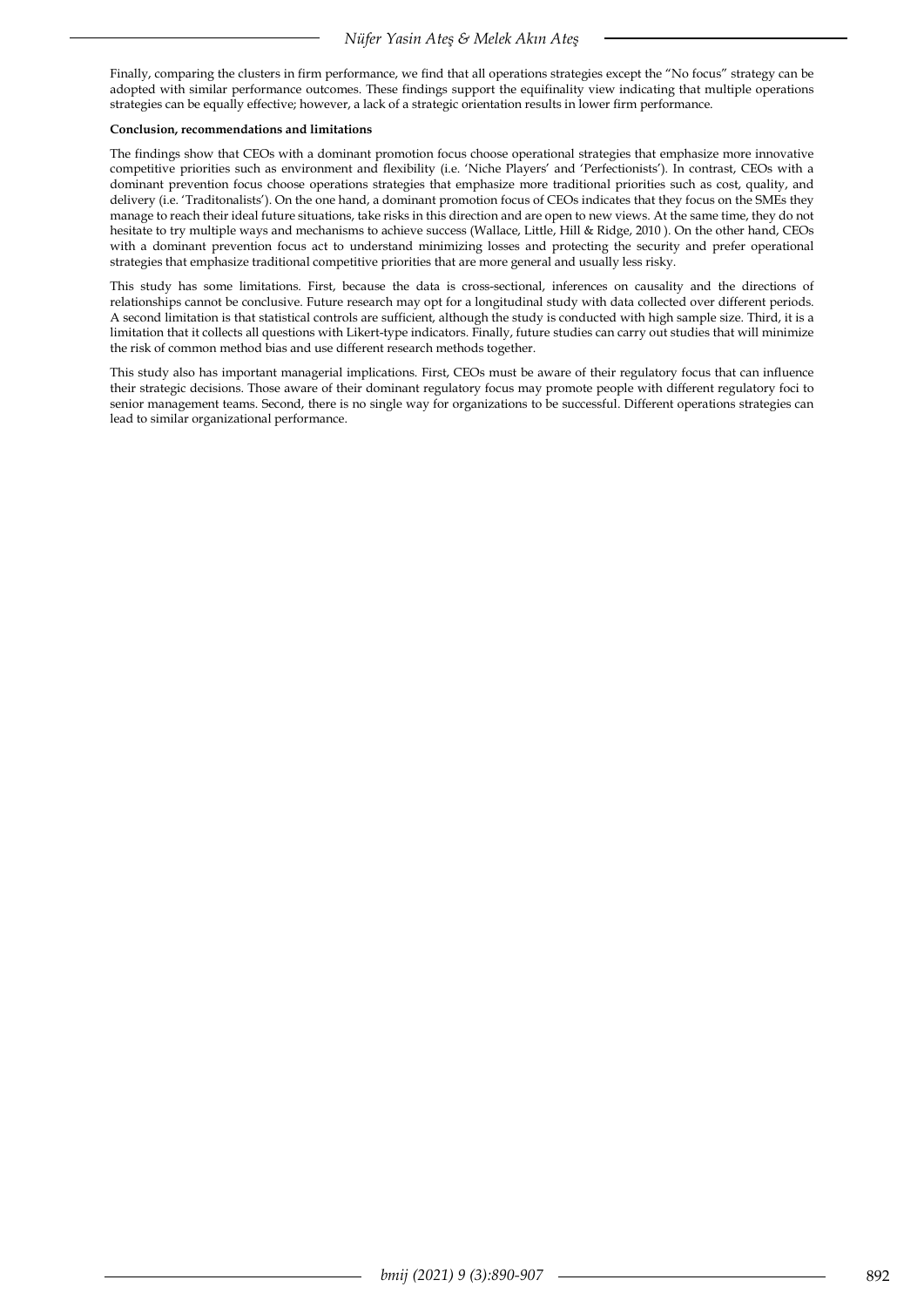Finally, comparing the clusters in firm performance, we find that all operations strategies except the "No focus" strategy can be adopted with similar performance outcomes. These findings support the equifinality view indicating that multiple operations strategies can be equally effective; however, a lack of a strategic orientation results in lower firm performance.

**Conclusion, recommendations and limitations**

The findings show that CEOs with a dominant promotion focus choose operational strategies that emphasize more innovative competitive priorities such as environment and flexibility (i.e. 'Niche Players' and 'Perfectionists'). In contrast, CEOs with a dominant prevention focus choose operations strategies that emphasize more traditional priorities such as cost, quality, and delivery (i.e. 'Traditonalists'). On the one hand, a dominant promotion focus of CEOs indicates that they focus on the SMEs they manage to reach their ideal future situations, take risks in this direction and are open to new views. At the same time, they do not hesitate to try multiple ways and mechanisms to achieve success (Wallace, Little, Hill & Ridge, 2010 ). On the other hand, CEOs with a dominant prevention focus act to understand minimizing losses and protecting the security and prefer operational strategies that emphasize traditional competitive priorities that are more general and usually less risky.

This study has some limitations. First, because the data is cross-sectional, inferences on causality and the directions of relationships cannot be conclusive. Future research may opt for a longitudinal study with data collected over different periods. A second limitation is that statistical controls are sufficient, although the study is conducted with high sample size. Third, it is a limitation that it collects all questions with Likert-type indicators. Finally, future studies can carry out studies that will minimize the risk of common method bias and use different research methods together.

This study also has important managerial implications. First, CEOs must be aware of their regulatory focus that can influence their strategic decisions. Those aware of their dominant regulatory focus may promote people with different regulatory foci to senior management teams. Second, there is no single way for organizations to be successful. Different operations strategies can lead to similar organizational performance.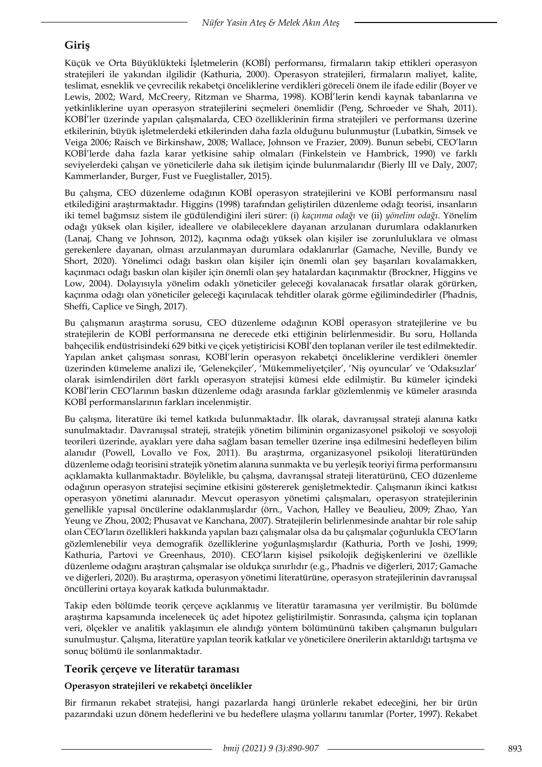## Giriş

Küçük ve Orta Büyüklükteki İşletmelerin (KOBİ) performansı, firmaların takip ettikleri operasyon stratejileri ile yakından ilgilidir (Kathuria, 2000). Operasyon stratejileri, firmaların maliyet, kalite, teslimat, esneklik ve çevrecilik rekabetçi önceliklerine verdikleri göreceli önem ile ifade edilir (Boyer ve Lewis, 2002; Ward, McCreery, Ritzman ve Sharma, 1998). KOBİ'lerin kendi kaynak tabanlarına ve yetkinliklerine uyan operasyon stratejilerini seçmeleri önemlidir (Peng, Schroeder ve Shah, 2011). KOBİ'ler üzerinde yapılan çalışmalarda, CEO özelliklerinin firma stratejileri ve performansı üzerine etkilerinin, büyük işletmelerdeki etkilerinden daha fazla olduğunu bulunmuştur (Lubatkin, Simsek ve Veiga 2006; Raisch ve Birkinshaw, 2008; Wallace, Johnson ve Frazier, 2009). Bunun sebebi, CEO'ların KOBİ'lerde daha fazla karar yetkisine sahip olmaları (Finkelstein ve Hambrick, 1990) ve farklı seviyelerdeki çalışan ve yöneticilerle daha sık iletişim içinde bulunmalarıdır (Bierly III ve Daly, 2007; Kammerlander, Burger, Fust ve Fueglistaller, 2015).

Bu çalışma, CEO düzenleme odağının KOBİ operasyon stratejilerini ve KOBİ performansını nasıl etkilediğini araştırmaktadır. Higgins (1998) tarafından geliştirilen düzenleme odağı teorisi, insanların iki temel bağımsız sistem ile güdülendiğini ileri sürer: (i) *kaçınma odağı* ve (ii) *yönelim odağı*. Yönelim odağı yüksek olan kişiler, ideallere ve olabileceklere dayanan arzulanan durumlara odaklanırken (Lanaj, Chang ve Johnson, 2012), kaçınma odağı yüksek olan kişiler ise zorunluluklara ve olması gerekenlere dayanan, olması arzulanmayan durumlara odaklanırlar (Gamache, Neville, Bundy ve Short, 2020). Yönelimci odağı baskın olan kişiler için önemli olan şey başarıları kovalamakken, kaçınmacı odağı baskın olan kişiler için önemli olan şey hatalardan kaçınmaktır (Brockner, Higgins ve Low, 2004). Dolayısıyla yönelim odaklı yöneticiler geleceği kovalanacak fırsatlar olarak görürken, kaçınma odağı olan yöneticiler geleceği kaçınılacak tehditler olarak görme eğilimindedirler (Phadnis, Sheffi, Caplice ve Singh, 2017).

Bu çalışmanın araştırma sorusu, CEO düzenleme odağının KOBİ operasyon stratejilerine ve bu stratejilerin de KOBİ performansına ne derecede etki ettiğinin belirlenmesidir. Bu soru, Hollanda bahçecilik endüstrisindeki 629 bitki ve çiçek yetiştiricisi KOBİ'den toplanan veriler ile test edilmektedir. Yapılan anket çalışması sonrası, KOBİ'lerin operasyon rekabetçi önceliklerine verdikleri önemler üzerinden kümeleme analizi ile, 'Gelenekçiler', 'Mükemmeliyetçiler', 'Niş oyuncular' ve 'Odaksızlar' olarak isimlendirilen dört farklı operasyon stratejisi kümesi elde edilmiştir. Bu kümeler içindeki KOBİ'lerin CEO'larının baskın düzenleme odağı arasında farklar gözlemlenmiş ve kümeler arasında KOBİ performanslarının farkları incelenmiştir.

Bu çalışma, literatüre iki temel katkıda bulunmaktadır. İlk olarak, davranışsal strateji alanına katkı sunulmaktadır. Davranışsal strateji, stratejik yönetim biliminin organizasyonel psikoloji ve sosyoloji teorileri üzerinde, ayakları yere daha sağlam basan temeller üzerine inşa edilmesini hedefleyen bilim alanıdır (Powell, Lovallo ve Fox, 2011). Bu araştırma, organizasyonel psikoloji literatüründen düzenleme odağı teorisini stratejik yönetim alanına sunmakta ve bu yerleşik teoriyi firma performansını açıklamakta kullanmaktadır. Böylelikle, bu çalışma, davranışsal strateji literatürünü, CEO düzenleme odağının operasyon stratejisi seçimine etkisini göstererek genişletmektedir. Çalışmanın ikinci katkısı operasyon yönetimi alanınadır. Mevcut operasyon yönetimi çalışmaları, operasyon stratejilerinin genellikle yapısal öncülerine odaklanmışlardır (örn., Vachon, Halley ve Beaulieu, 2009; Zhao, Yan Yeung ve Zhou, 2002; Phusavat ve Kanchana, 2007). Stratejilerin belirlenmesinde anahtar bir role sahip olan CEO'ların özellikleri hakkında yapılan bazı çalışmalar olsa da bu çalışmalar çoğunlukla CEO'ların gözlemlenebilir veya demografik özelliklerine yoğunlaşmışlardır (Kathuria, Porth ve Joshi, 1999; Kathuria, Partovi ve Greenhaus, 2010). CEO'ların kişisel psikolojik değişkenlerini ve özellikle düzenleme odağını araştıran çalışmalar ise oldukça sınırlıdır (e.g., Phadnis ve diğerleri, 2017; Gamache ve diğerleri, 2020). Bu araştırma, operasyon yönetimi literatürüne, operasyon stratejilerinin davranışsal öncüllerini ortaya koyarak katkıda bulunmaktadır.

Takip eden bölümde teorik çerçeve açıklanmış ve literatür taramasına yer verilmiştir. Bu bölümde araştırma kapsamında incelenecek üç adet hipotez geliştirilmiştir. Sonrasında, çalışma için toplanan veri, ölçekler ve analitik yaklaşımın ele alındığı yöntem bölümününü takiben çalışmanın bulguları sunulmuştur. Çalışma, literatüre yapılan teorik katkılar ve yöneticilere önerilerin aktarıldığı tartışma ve sonuç bölümü ile sonlanmaktadır.

## Teorik çerçeve ve literatür taraması

### Operasyon stratejileri ve rekabetçi öncelikler

Bir firmanın rekabet stratejisi, hangi pazarlarda hangi ürünlerle rekabet edeceğini, her bir ürün pazarındaki uzun dönem hedeflerini ve bu hedeflere ulaşma yollarını tanımlar (Porter, 1997). Rekabet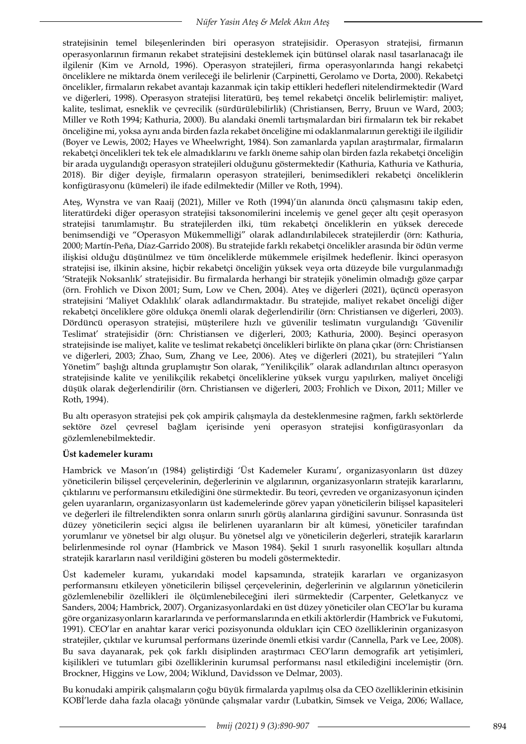stratejisinin temel bileşenlerinden biri operasyon stratejisidir. Operasyon stratejisi, firmanın operasyonlarının firmanın rekabet stratejisini desteklemek için bütünsel olarak nasıl tasarlanacağı ile ilgilenir (Kim ve Arnold, 1996). Operasyon stratejileri, firma operasyonlarında hangi rekabetçi önceliklere ne miktarda önem verileceği ile belirlenir (Carpinetti, Gerolamo ve Dorta, 2000). Rekabetçi öncelikler, firmaların rekabet avantajı kazanmak için takip ettikleri hedefleri nitelendirmektedir (Ward ve diğerleri, 1998). Operasyon stratejisi literatürü, beş temel rekabetçi öncelik belirlemiştir: maliyet, kalite, teslimat, esneklik ve çevrecilik (sürdürülebilirlik) (Christiansen, Berry, Bruun ve Ward, 2003; Miller ve Roth 1994; Kathuria, 2000). Bu alandaki önemli tartışmalardan biri firmaların tek bir rekabet önceliğine mi, yoksa aynı anda birden fazla rekabet önceliğine mi odaklanmalarının gerektiği ile ilgilidir (Boyer ve Lewis, 2002; Hayes ve Wheelwright, 1984). Son zamanlarda yapılan araştırmalar, firmaların rekabetçi öncelikleri tek tek ele almadıklarını ve farklı öneme sahip olan birden fazla rekabetçi önceliğin bir arada uygulandığı operasyon stratejileri olduğunu göstermektedir (Kathuria, Kathuria ve Kathuria, 2018). Bir diğer deyişle, firmaların operasyon stratejileri, benimsedikleri rekabetçi önceliklerin konfigürasyonu (kümeleri) ile ifade edilmektedir (Miller ve Roth, 1994).

Ateş, Wynstra ve van Raaij (2021), Miller ve Roth (1994)'ün alanında öncü çalışmasını takip eden, literatürdeki diğer operasyon stratejisi taksonomilerini incelemiş ve genel geçer altı çeşit operasyon stratejisi tanımlamıştır. Bu stratejilerden ilki, tüm rekabetçi önceliklerin en yüksek derecede benimsendiği ve "Operasyon Mükemmelliği" olarak adlandırılabilecek stratejilerdir (örn: Kathuria, 2000; Martín-Peña, Díaz-Garrido 2008). Bu stratejide farklı rekabetçi öncelikler arasında bir ödün verme ilişkisi olduğu düşünülmez ve tüm önceliklerde mükemmele erişilmek hedeflenir. İkinci operasyon stratejisi ise, ilkinin aksine, hiçbir rekabetçi önceliğin yüksek veya orta düzeyde bile vurgulanmadığı 'Stratejik Noksanlık' stratejisidir. Bu firmalarda herhangi bir stratejik yönelimin olmadığı göze çarpar (örn. Frohlich ve Dixon 2001; Sum, Low ve Chen, 2004). Ateş ve diğerleri (2021), üçüncü operasyon stratejisini 'Maliyet Odaklılık' olarak adlandırmaktadır. Bu stratejide, maliyet rekabet önceliği diğer rekabetçi önceliklere göre oldukça önemli olarak değerlendirilir (örn: Christiansen ve diğerleri, 2003). Dördüncü operasyon stratejisi, müşterilere hızlı ve güvenilir teslimatın vurgulandığı 'Güvenilir Teslimat' stratejisidir (örn: Christiansen ve diğerleri, 2003; Kathuria, 2000). Beşinci operasyon stratejisinde ise maliyet, kalite ve teslimat rekabetçi öncelikleri birlikte ön plana çıkar (örn: Christiansen ve diğerleri, 2003; Zhao, Sum, Zhang ve Lee, 2006). Ateş ve diğerleri (2021), bu stratejileri "Yalın Yönetim" başlığı altında gruplamıştır Son olarak, "Yenilikçilik" olarak adlandırılan altıncı operasyon stratejisinde kalite ve yenilikçilik rekabetçi önceliklerine yüksek vurgu yapılırken, maliyet önceliği düşük olarak değerlendirilir (örn. Christiansen ve diğerleri, 2003; Frohlich ve Dixon, 2011; Miller ve Roth, 1994).

Bu altı operasyon stratejisi pek çok ampirik çalışmayla da desteklenmesine rağmen, farklı sektörlerde sektöre özel çevresel bağlam içerisinde yeni operasyon stratejisi konfigürasyonları da gözlemlenebilmektedir.

**Üst kademeler kuramı**

Hambrick ve Mason'ın (1984) geliştirdiği 'Üst Kademeler Kuramı', organizasyonların üst düzey yöneticilerin bilişsel çerçevelerinin, değerlerinin ve algılarının, organizasyonların stratejik kararlarını, çıktılarını ve performansını etkilediğini öne sürmektedir. Bu teori, çevreden ve organizasyonun içinden gelen uyaranların, organizasyonların üst kademelerinde görev yapan yöneticilerin bilişsel kapasiteleri ve değerleri ile filtrelendikten sonra onların sınırlı görüş alanlarına girdiğini savunur. Sonrasında üst düzey yöneticilerin seçici algısı ile belirlenen uyaranların bir alt kümesi, yöneticiler tarafından yorumlanır ve yönetsel bir algı oluşur. Bu yönetsel algı ve yöneticilerin değerleri, stratejik kararların belirlenmesinde rol oynar (Hambrick ve Mason 1984). Şekil 1 sınırlı rasyonellik koşulları altında stratejik kararların nasıl verildiğini gösteren bu modeli göstermektedir.

Üst kademeler kuramı, yukarıdaki model kapsamında, stratejik kararları ve organizasyon performansını etkileyen yöneticilerin bilişsel çerçevelerinin, değerlerinin ve algılarının yöneticilerin gözlemlenebilir özellikleri ile ölçümlenebileceğini ileri sürmektedir (Carpenter, Geletkanycz ve Sanders, 2004; Hambrick, 2007). Organizasyonlardaki en üst düzey yöneticiler olan CEO'lar bu kurama göre organizasyonların kararlarında ve performanslarında en etkili aktörlerdir (Hambrick ve Fukutomi, 1991). CEO'lar en anahtar karar verici pozisyonunda oldukları için CEO özelliklerinin organizasyon stratejiler, çıktılar ve kurumsal performans üzerinde önemli etkisi vardır (Cannella, Park ve Lee, 2008). Bu sava dayanarak, pek çok farklı disiplinden araştırmacı CEO'ların demografik art yetişimleri, kişilikleri ve tutumları gibi özelliklerinin kurumsal performansı nasıl etkilediğini incelemiştir (örn. Brockner, Higgins ve Low, 2004; Wiklund, Davidsson ve Delmar, 2003).

Bu konudaki ampirik çalışmaların çoğu büyük firmalarda yapılmış olsa da CEO özelliklerinin etkisinin KOBİ'lerde daha fazla olacağı yönünde çalışmalar vardır (Lubatkin, Simsek ve Veiga, 2006; Wallace,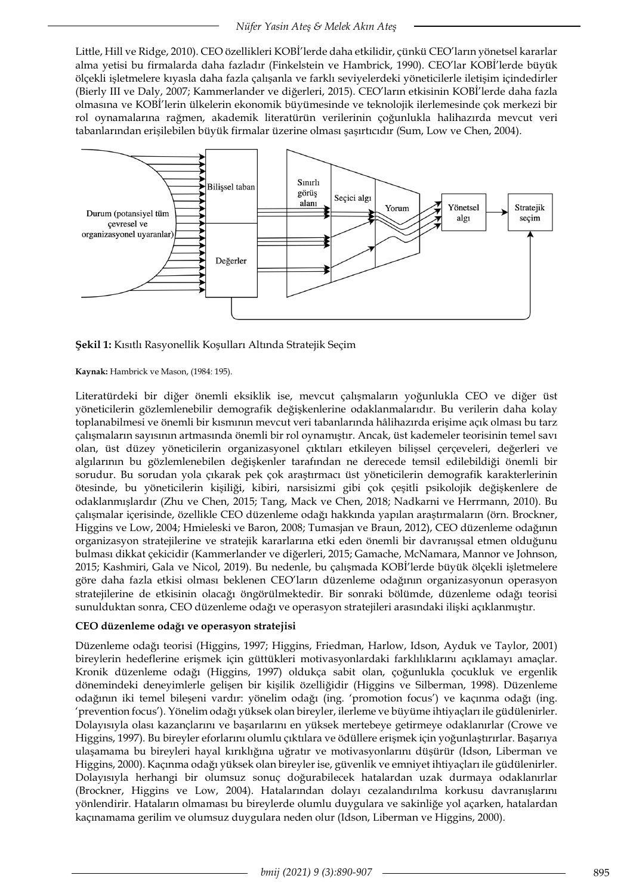Little, Hill ve Ridge, 2010). CEO özellikleri KOBİ'lerde daha etkilidir, çünkü CEO'ların yönetsel kararlar alma yetisi bu firmalarda daha fazladır (Finkelstein ve Hambrick, 1990). CEO'lar KOBİ'lerde büyük ölçekli işletmelere kıyasla daha fazla çalışanla ve farklı seviyelerdeki yöneticilerle iletişim içindedirler (Bierly III ve Daly, 2007; Kammerlander ve diğerleri, 2015). CEO'ların etkisinin KOBİ'lerde daha fazla olmasına ve KOBİ'lerin ülkelerin ekonomik büyümesinde ve teknolojik ilerlemesinde çok merkezi bir rol oynamalarına rağmen, akademik literatürün verilerinin çoğunlukla halihazırda mevcut veri tabanlarından erişilebilen büyük firmalar üzerine olması şaşırtıcıdır (Sum, Low ve Chen, 2004).

Durum (potansiyel tüm çevresel ve organizasyonel uyaranlar)

Bilişsel taban

Değerler

Sınırlı görüş alanı

Seçici algı

Yorum

Yönetsel algı

Stratejik seçim

**Şekil 1:** Kısıtlı Rasyonellik Koşulları Altında Stratejik Seçim

**Kaynak:** Hambrick ve Mason, (1984: 195).

Literatürdeki bir diğer önemli eksiklik ise, mevcut çalışmaların yoğunlukla CEO ve diğer üst yöneticilerin gözlemlenebilir demografik değişkenlerine odaklanmalarıdır. Bu verilerin daha kolay toplanabilmesi ve önemli bir kısmının mevcut veri tabanlarında hâlihazırda erişime açık olması bu tarz çalışmaların sayısının artmasında önemli bir rol oynamıştır. Ancak, üst kademeler teorisinin temel savı olan, üst düzey yöneticilerin organizasyonel çıktıları etkileyen bilişsel çerçeveleri, değerleri ve algılarının bu gözlemlenebilen değişkenler tarafından ne derecede temsil edilebildiği önemli bir sorudur. Bu sorudan yola çıkarak pek çok araştırmacı üst yöneticilerin demografik karakterlerinin ötesinde, bu yöneticilerin kişiliği, kibiri, narsisizmi gibi çok çeşitli psikolojik değişkenlere de odaklanmışlardır (Zhu ve Chen, 2015; Tang, Mack ve Chen, 2018; Nadkarni ve Herrmann, 2010). Bu çalışmalar içerisinde, özellikle CEO düzenleme odağı hakkında yapılan araştırmaların (örn. Brockner, Higgins ve Low, 2004; Hmieleski ve Baron, 2008; Tumasjan ve Braun, 2012), CEO düzenleme odağının organizasyon stratejilerine ve stratejik kararlarına etki eden önemli bir davranışsal etmen olduğunu bulması dikkat çekicidir (Kammerlander ve diğerleri, 2015; Gamache, McNamara, Mannor ve Johnson, 2015; Kashmiri, Gala ve Nicol, 2019). Bu nedenle, bu çalışmada KOBİ'lerde büyük ölçekli işletmelere göre daha fazla etkisi olması beklenen CEO'ların düzenleme odağının organizasyonun operasyon stratejilerine de etkisinin olacağı öngörülmektedir. Bir sonraki bölümde, düzenleme odağı teorisi sunulduktan sonra, CEO düzenleme odağı ve operasyon stratejileri arasındaki ilişki açıklanmıştır.

**CEO düzenleme odağı ve operasyon stratejisi**

Düzenleme odağı teorisi (Higgins, 1997; Higgins, Friedman, Harlow, Idson, Ayduk ve Taylor, 2001) bireylerin hedeflerine erişmek için güttükleri motivasyonlardaki farklılıklarını açıklamayı amaçlar. Kronik düzenleme odağı (Higgins, 1997) oldukça sabit olan, çoğunlukla çocukluk ve ergenlik dönemindeki deneyimlerle gelişen bir kişilik özelliğidir (Higgins ve Silberman, 1998). Düzenleme odağının iki temel bileşeni vardır: yönelim odağı (ing. 'promotion focus') ve kaçınma odağı (ing. 'prevention focus'). Yönelim odağı yüksek olan bireyler, ilerleme ve büyüme ihtiyaçları ile güdülenirler. Dolayısıyla olası kazançlarını ve başarılarını en yüksek mertebeye getirmeye odaklanırlar (Crowe ve Higgins, 1997). Bu bireyler eforlarını olumlu çıktılara ve ödüllere erişmek için yoğunlaştırırlar. Başarıya ulaşamama bu bireyleri hayal kırıklığına uğratır ve motivasyonlarını düşürür (Idson, Liberman ve Higgins, 2000). Kaçınma odağı yüksek olan bireyler ise, güvenlik ve emniyet ihtiyaçları ile güdülenirler. Dolayısıyla herhangi bir olumsuz sonuç doğurabilecek hatalardan uzak durmaya odaklanırlar (Brockner, Higgins ve Low, 2004). Hatalarından dolayı cezalandırılma korkusu davranışlarını yönlendirir. Hataların olmaması bu bireylerde olumlu duygulara ve sakinliğe yol açarken, hatalardan kaçınamama gerilim ve olumsuz duygulara neden olur (Idson, Liberman ve Higgins, 2000).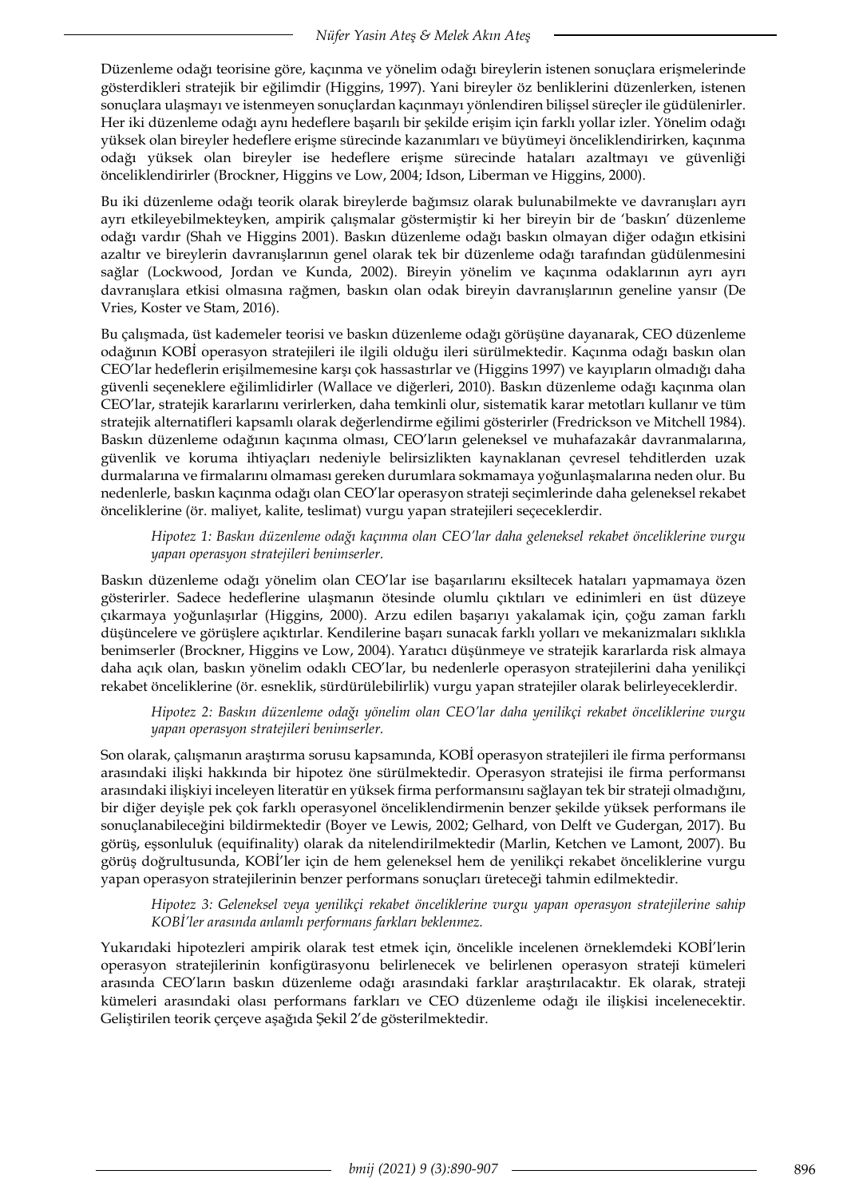Düzenleme odağı teorisine göre, kaçınma ve yönelim odağı bireylerin istenen sonuçlara erişmelerinde gösterdikleri stratejik bir eğilimdir (Higgins, 1997). Yani bireyler öz benliklerini düzenlerken, istenen sonuçlara ulaşmayı ve istenmeyen sonuçlardan kaçınmayı yönlendiren bilişsel süreçler ile güdülenirler. Her iki düzenleme odağı aynı hedeflere başarılı bir şekilde erişim için farklı yollar izler. Yönelim odağı yüksek olan bireyler hedeflere erişme sürecinde kazanımları ve büyümeyi önceliklendirirken, kaçınma odağı yüksek olan bireyler ise hedeflere erişme sürecinde hataları azaltmayı ve güvenliği önceliklendirirler (Brockner, Higgins ve Low, 2004; Idson, Liberman ve Higgins, 2000).

Bu iki düzenleme odağı teorik olarak bireylerde bağımsız olarak bulunabilmekte ve davranışları ayrı ayrı etkileyebilmekteyken, ampirik çalışmalar göstermiştir ki her bireyin bir de 'baskın' düzenleme odağı vardır (Shah ve Higgins 2001). Baskın düzenleme odağı baskın olmayan diğer odağın etkisini azaltır ve bireylerin davranışlarının genel olarak tek bir düzenleme odağı tarafından güdülenmesini sağlar (Lockwood, Jordan ve Kunda, 2002). Bireyin yönelim ve kaçınma odaklarının ayrı ayrı davranışlara etkisi olmasına rağmen, baskın olan odak bireyin davranışlarının geneline yansır (De Vries, Koster ve Stam, 2016).

Bu çalışmada, üst kademeler teorisi ve baskın düzenleme odağı görüşüne dayanarak, CEO düzenleme odağının KOBİ operasyon stratejileri ile ilgili olduğu ileri sürülmektedir. Kaçınma odağı baskın olan CEO'lar hedeflerin erişilmemesine karşı çok hassastırlar ve (Higgins 1997) ve kayıpların olmadığı daha güvenli seçeneklere eğilimlidirler (Wallace ve diğerleri, 2010). Baskın düzenleme odağı kaçınma olan CEO'lar, stratejik kararlarını verirlerken, daha temkinli olur, sistematik karar metotları kullanır ve tüm stratejik alternatifleri kapsamlı olarak değerlendirme eğilimi gösterirler (Fredrickson ve Mitchell 1984). Baskın düzenleme odağının kaçınma olması, CEO'ların geleneksel ve muhafazakâr davranmalarına, güvenlik ve koruma ihtiyaçları nedeniyle belirsizlikten kaynaklanan çevresel tehditlerden uzak durmalarına ve firmalarını olmaması gereken durumlara sokmamaya yoğunlaşmalarına neden olur. Bu nedenlerle, baskın kaçınma odağı olan CEO'lar operasyon strateji seçimlerinde daha geleneksel rekabet önceliklerine (ör. maliyet, kalite, teslimat) vurgu yapan stratejileri seçeceklerdir.

*Hipotez 1: Baskın düzenleme odağı kaçınma olan CEO'lar daha geleneksel rekabet önceliklerine vurgu yapan operasyon stratejileri benimserler.*

Baskın düzenleme odağı yönelim olan CEO'lar ise başarılarını eksiltecek hataları yapmamaya özen gösterirler. Sadece hedeflerine ulaşmanın ötesinde olumlu çıktıları ve edinimleri en üst düzeye çıkarmaya yoğunlaşırlar (Higgins, 2000). Arzu edilen başarıyı yakalamak için, çoğu zaman farklı düşüncelere ve görüşlere açıktırlar. Kendilerine başarı sunacak farklı yolları ve mekanizmaları sıklıkla benimserler (Brockner, Higgins ve Low, 2004). Yaratıcı düşünmeye ve stratejik kararlarda risk almaya daha açık olan, baskın yönelim odaklı CEO'lar, bu nedenlerle operasyon stratejilerini daha yenilikçi rekabet önceliklerine (ör. esneklik, sürdürülebilirlik) vurgu yapan stratejiler olarak belirleyeceklerdir.

*Hipotez 2: Baskın düzenleme odağı yönelim olan CEO'lar daha yenilikçi rekabet önceliklerine vurgu yapan operasyon stratejileri benimserler.*

Son olarak, çalışmanın araştırma sorusu kapsamında, KOBİ operasyon stratejileri ile firma performansı arasındaki ilişki hakkında bir hipotez öne sürülmektedir. Operasyon stratejisi ile firma performansı arasındaki ilişkiyi inceleyen literatür en yüksek firma performansını sağlayan tek bir strateji olmadığını, bir diğer deyişle pek çok farklı operasyonel önceliklendirmenin benzer şekilde yüksek performans ile sonuçlanabileceğini bildirmektedir (Boyer ve Lewis, 2002; Gelhard, von Delft ve Gudergan, 2017). Bu görüş, eşsonluluk (equifinality) olarak da nitelendirilmektedir (Marlin, Ketchen ve Lamont, 2007). Bu görüş doğrultusunda, KOBİ'ler için de hem geleneksel hem de yenilikçi rekabet önceliklerine vurgu yapan operasyon stratejilerinin benzer performans sonuçları üreteceği tahmin edilmektedir.

*Hipotez 3: Geleneksel veya yenilikçi rekabet önceliklerine vurgu yapan operasyon stratejilerine sahip KOBİ'ler arasında anlamlı performans farkları beklenmez.*

Yukarıdaki hipotezleri ampirik olarak test etmek için, öncelikle incelenen örneklemdeki KOBİ'lerin operasyon stratejilerinin konfigürasyonu belirlenecek ve belirlenen operasyon strateji kümeleri arasında CEO'ların baskın düzenleme odağı arasındaki farklar araştırılacaktır. Ek olarak, strateji kümeleri arasındaki olası performans farkları ve CEO düzenleme odağı ile ilişkisi incelenecektir. Geliştirilen teorik çerçeve aşağıda Şekil 2'de gösterilmektedir.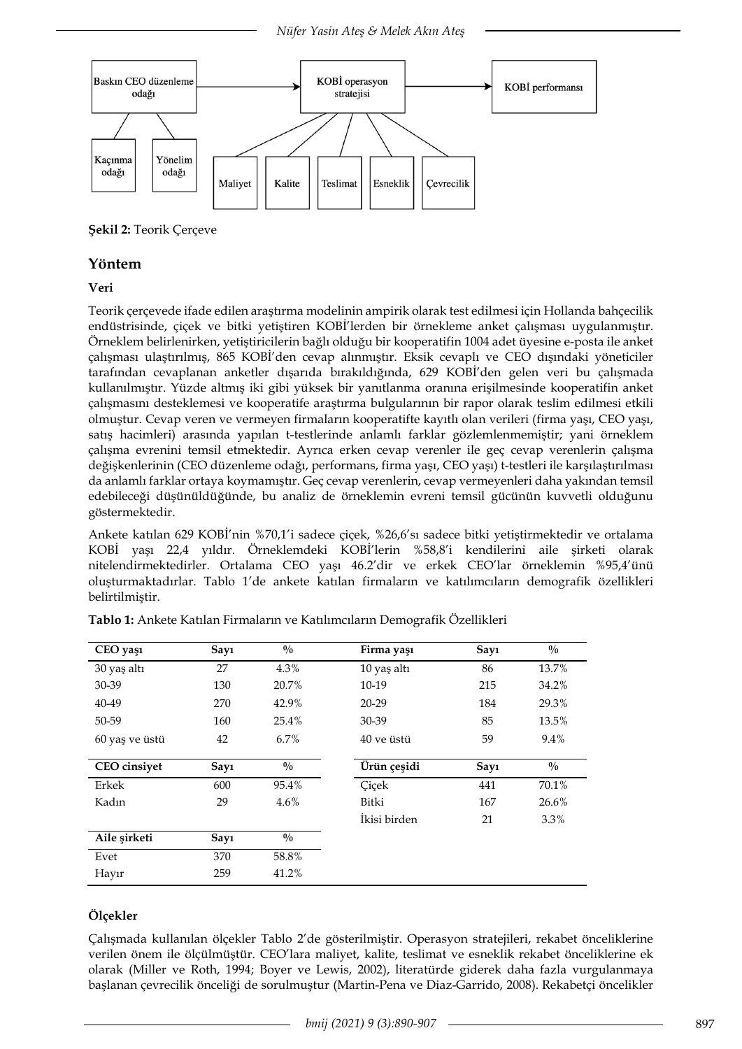Baskın CEO düzenleme odağı

Kaçınma odağı

Yönelim odağı

KOBİ operasyon stratejisi

Maliyet

Kalite

Teslimat

Esneklik

Çevrecilik

KOBİ performansı

**Şekil 2:** Teorik Çerçeve

## Yöntem

### Veri

Teorik çerçevede ifade edilen araştırma modelinin ampirik olarak test edilmesi için Hollanda bahçecilik endüstrisinde, çiçek ve bitki yetiştiren KOBİ'lerden bir örnekleme anket çalışması uygulanmıştır. Örneklem belirlenirken, yetiştiricilerin bağlı olduğu bir kooperatifin 1004 adet üyesine e-posta ile anket çalışması ulaştırılmış, 865 KOBİ'den cevap alınmıştır. Eksik cevaplı ve CEO dışındaki yöneticiler tarafından cevaplanan anketler dışarıda bırakıldığında, 629 KOBİ'den gelen veri bu çalışmada kullanılmıştır. Yüzde altmış iki gibi yüksek bir yanıtlanma oranına erişilmesinde kooperatifin anket çalışmasını desteklemesi ve kooperatife araştırma bulgularının bir rapor olarak teslim edilmesi etkili olmuştur. Cevap veren ve vermeyen firmaların kooperatifte kayıtlı olan verileri (firma yaşı, CEO yaşı, satış hacimleri) arasında yapılan t-testlerinde anlamlı farklar gözlemlenmemiştir; yani örneklem çalışma evrenini temsil etmektedir. Ayrıca erken cevap verenler ile geç cevap verenlerin çalışma değişkenlerinin (CEO düzenleme odağı, performans, firma yaşı, CEO yaşı) t-testleri ile karşılaştırılması da anlamlı farklar ortaya koymamıştır. Geç cevap verenlerin, cevap vermeyenleri daha yakından temsil edebileceği düşünüldüğünde, bu analiz de örneklemin evreni temsil gücünün kuvvetli olduğunu göstermektedir.

Ankete katılan 629 KOBİ'nin %70,1'i sadece çiçek, %26,6'sı sadece bitki yetiştirmektedir ve ortalama KOBİ yaşı 22,4 yıldır. Örneklemdeki KOBİ'lerin %58,8'i kendilerini aile şirketi olarak nitelendirmektedirler. Ortalama CEO yaşı 46.2'dir ve erkek CEO'lar örneklemin %95,4'ünü oluşturmaktadırlar. Tablo 1'de ankete katılan firmaların ve katılımcıların demografik özellikleri belirtilmiştir.

**Tablo 1:** Ankete Katılan Firmaların ve Katılımcıların Demografik Özellikleri

| CEO yaşı | Sayı | % | Firma yaşı | Sayı | % |
|---|---|---|---|---|---|
| 30 yaş altı | 27 | 4.3% | 10 yaş altı | 86 | 13.7% |
| 30-39 | 130 | 20.7% | 10-19 | 215 | 34.2% |
| 40-49 | 270 | 42.9% | 20-29 | 184 | 29.3% |
| 50-59 | 160 | 25.4% | 30-39 | 85 | 13.5% |
| 60 yaş ve üstü | 42 | 6.7% | 40 ve üstü | 59 | 9.4% |
| **CEO cinsiyet** | **Sayı** | **%** | **Ürün çeşidi** | **Sayı** | **%** |
| Erkek | 600 | 95.4% | Çiçek | 441 | 70.1% |
| Kadın | 29 | 4.6% | Bitki | 167 | 26.6% |
| | | | İkisi birden | 21 | 3.3% |
| **Aile şirketi** | **Sayı** | **%** | | | |
| Evet | 370 | 58.8% | | | |
| Hayır | 259 | 41.2% | | | |

### Ölçekler

Çalışmada kullanılan ölçekler Tablo 2'de gösterilmiştir. Operasyon stratejileri, rekabet önceliklerine verilen önem ile ölçülmüştür. CEO'lara maliyet, kalite, teslimat ve esneklik rekabet önceliklerine ek olarak (Miller ve Roth, 1994; Boyer ve Lewis, 2002), literatürde giderek daha fazla vurgulanmaya başlanan çevrecilik önceliği de sorulmuştur (Martin-Pena ve Diaz-Garrido, 2008). Rekabetçi öncelikler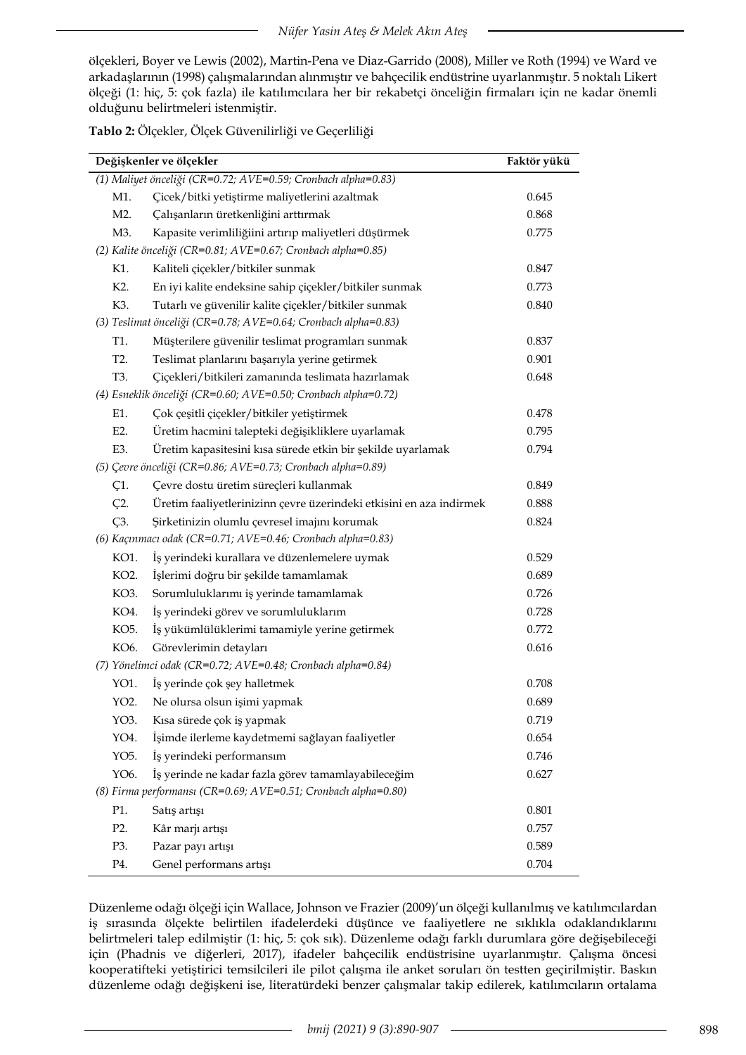ölçekleri, Boyer ve Lewis (2002), Martin-Pena ve Diaz-Garrido (2008), Miller ve Roth (1994) ve Ward ve arkadaşlarının (1998) çalışmalarından alınmıştır ve bahçecilik endüstrine uyarlanmıştır. 5 noktalı Likert ölçeği (1: hiç, 5: çok fazla) ile katılımcılara her bir rekabetçi önceliğin firmaları için ne kadar önemli olduğunu belirtmeleri istenmiştir.

**Tablo 2:** Ölçekler, Ölçek Güvenilirliği ve Geçerliliği

| **Değişkenler ve ölçekler** | | **Faktör yükü** |
|---|---|---|
| *(1) Maliyet önceliği (CR=0.72; AVE=0.59; Cronbach alpha=0.83)* | | |
| M1. | Çicek/bitki yetiştirme maliyetlerini azaltmak | 0.645 |
| M2. | Çalışanların üretkenliğini arttırmak | 0.868 |
| M3. | Kapasite verimliliğiini artırıp maliyetleri düşürmek | 0.775 |
| *(2) Kalite önceliği (CR=0.81; AVE=0.67; Cronbach alpha=0.85)* | | |
| K1. | Kaliteli çiçekler/bitkiler sunmak | 0.847 |
| K2. | En iyi kalite endeksine sahip çiçekler/bitkiler sunmak | 0.773 |
| K3. | Tutarlı ve güvenilir kalite çiçekler/bitkiler sunmak | 0.840 |
| *(3) Teslimat önceliği (CR=0.78; AVE=0.64; Cronbach alpha=0.83)* | | |
| T1. | Müşterilere güvenilir teslimat programları sunmak | 0.837 |
| T2. | Teslimat planlarını başarıyla yerine getirmek | 0.901 |
| T3. | Çiçekleri/bitkileri zamanında teslimata hazırlamak | 0.648 |
| *(4) Esneklik önceliği (CR=0.60; AVE=0.50; Cronbach alpha=0.72)* | | |
| E1. | Çok çeşitli çiçekler/bitkiler yetiştirmek | 0.478 |
| E2. | Üretim hacmini talepteki değişikliklere uyarlamak | 0.795 |
| E3. | Üretim kapasitesini kısa sürede etkin bir şekilde uyarlamak | 0.794 |
| *(5) Çevre önceliği (CR=0.86; AVE=0.73; Cronbach alpha=0.89)* | | |
| Ç1. | Çevre dostu üretim süreçleri kullanmak | 0.849 |
| Ç2. | Üretim faaliyetlerinizinn çevre üzerindeki etkisini en aza indirmek | 0.888 |
| Ç3. | Şirketinizin olumlu çevresel imajını korumak | 0.824 |
| *(6) Kaçınmacı odak (CR=0.71; AVE=0.46; Cronbach alpha=0.83)* | | |
| KO1. | İş yerindeki kurallara ve düzenlemelere uymak | 0.529 |
| KO2. | İşlerimi doğru bir şekilde tamamlamak | 0.689 |
| KO3. | Sorumluluklarımı iş yerinde tamamlamak | 0.726 |
| KO4. | İş yerindeki görev ve sorumluluklarım | 0.728 |
| KO5. | İş yükümlülüklerimi tamamiyle yerine getirmek | 0.772 |
| KO6. | Görevlerimin detayları | 0.616 |
| *(7) Yönelimci odak (CR=0.72; AVE=0.48; Cronbach alpha=0.84)* | | |
| YO1. | İş yerinde çok şey halletmek | 0.708 |
| YO2. | Ne olursa olsun işimi yapmak | 0.689 |
| YO3. | Kısa sürede çok iş yapmak | 0.719 |
| YO4. | İşimde ilerleme kaydetmemi sağlayan faaliyetler | 0.654 |
| YO5. | İş yerindeki performansım | 0.746 |
| YO6. | İş yerinde ne kadar fazla görev tamamlayabileceğim | 0.627 |
| *(8) Firma performansı (CR=0.69; AVE=0.51; Cronbach alpha=0.80)* | | |
| P1. | Satış artışı | 0.801 |
| P2. | Kâr marjı artışı | 0.757 |
| P3. | Pazar payı artışı | 0.589 |
| P4. | Genel performans artışı | 0.704 |

Düzenleme odağı ölçeği için Wallace, Johnson ve Frazier (2009)'un ölçeği kullanılmış ve katılımcılardan iş sırasında ölçekte belirtilen ifadelerdeki düşünce ve faaliyetlere ne sıklıkla odaklandıklarını belirtmeleri talep edilmiştir (1: hiç, 5: çok sık). Düzenleme odağı farklı durumlara göre değişebileceği için (Phadnis ve diğerleri, 2017), ifadeler bahçecilik endüstrisine uyarlanmıştır. Çalışma öncesi kooperatifteki yetiştirici temsilcileri ile pilot çalışma ile anket soruları ön testten geçirilmiştir. Baskın düzenleme odağı değişkeni ise, literatürdeki benzer çalışmalar takip edilerek, katılımcıların ortalama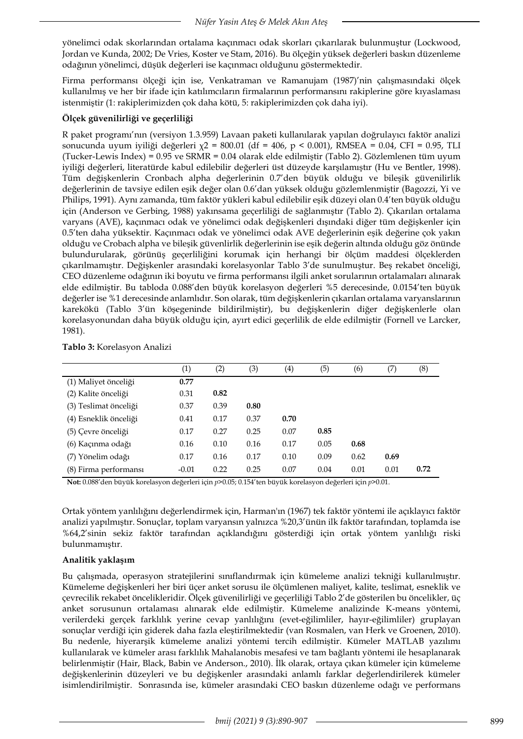yönelimci odak skorlarından ortalama kaçınmacı odak skorları çıkarılarak bulunmuştur (Lockwood, Jordan ve Kunda, 2002; De Vries, Koster ve Stam, 2016). Bu ölçeğin yüksek değerleri baskın düzenleme odağının yönelimci, düşük değerleri ise kaçınmacı olduğunu göstermektedir.

Firma performansı ölçeği için ise, Venkatraman ve Ramanujam (1987)'nin çalışmasındaki ölçek kullanılmış ve her bir ifade için katılımcıların firmalarının performansını rakiplerine göre kıyaslaması istenmiştir (1: rakiplerimizden çok daha kötü, 5: rakiplerimizden çok daha iyi).

**Ölçek güvenilirliği ve geçerliliği**

R paket programı'nın (versiyon 1.3.959) Lavaan paketi kullanılarak yapılan doğrulayıcı faktör analizi sonucunda uyum iyiliği değerleri $\chi 2$ = 800.01 (df = 406, p < 0.001), RMSEA = 0.04, CFI = 0.95, TLI (Tucker-Lewis Index) = 0.95 ve SRMR = 0.04 olarak elde edilmiştir (Tablo 2). Gözlemlenen tüm uyum iyiliği değerleri, literatürde kabul edilebilir değerleri üst düzeyde karşılamıştır (Hu ve Bentler, 1998). Tüm değişkenlerin Cronbach alpha değerlerinin 0.7'den büyük olduğu ve bileşik güvenilirlik değerlerinin de tavsiye edilen eşik değer olan 0.6'dan yüksek olduğu gözlemlenmiştir (Bagozzi, Yi ve Philips, 1991). Aynı zamanda, tüm faktör yükleri kabul edilebilir eşik düzeyi olan 0.4'ten büyük olduğu için (Anderson ve Gerbing, 1988) yakınsama geçerliliği de sağlanmıştır (Tablo 2). Çıkarılan ortalama varyans (AVE), kaçınmacı odak ve yönelimci odak değişkenleri dışındaki diğer tüm değişkenler için 0.5'ten daha yüksektir. Kaçınmacı odak ve yönelimci odak AVE değerlerinin eşik değerine çok yakın olduğu ve Crobach alpha ve bileşik güvenlirlik değerlerinin ise eşik değerin altında olduğu göz önünde bulundurularak, görünüş geçerliliğini korumak için herhangi bir ölçüm maddesi ölçeklerden çıkarılmamıştır. Değişkenler arasındaki korelasyonlar Tablo 3'de sunulmuştur. Beş rekabet önceliği, CEO düzenleme odağının iki boyutu ve firma performansı ilgili anket sorularının ortalamaları alınarak elde edilmiştir. Bu tabloda 0.088'den büyük korelasyon değerleri %5 derecesinde, 0.0154'ten büyük değerler ise %1 derecesinde anlamlıdır. Son olarak, tüm değişkenlerin çıkarılan ortalama varyanslarının karekökü (Tablo 3'ün köşegeninde bildirilmiştir), bu değişkenlerin diğer değişkenlerle olan korelasyonundan daha büyük olduğu için, ayırt edici geçerlilik de elde edilmiştir (Fornell ve Larcker, 1981).

**Tablo 3:** Korelasyon Analizi

| | (1) | (2) | (3) | (4) | (5) | (6) | (7) | (8) |
|---|---|---|---|---|---|---|---|---|
| (1) Maliyet önceliği | **0.77** | | | | | | | |
| (2) Kalite önceliği | 0.31 | **0.82** | | | | | | |
| (3) Teslimat önceliği | 0.37 | 0.39 | **0.80** | | | | | |
| (4) Esneklik önceliği | 0.41 | 0.17 | 0.37 | **0.70** | | | | |
| (5) Çevre önceliği | 0.17 | 0.27 | 0.25 | 0.07 | **0.85** | | | |
| (6) Kaçınma odağı | 0.16 | 0.10 | 0.16 | 0.17 | 0.05 | **0.68** | | |
| (7) Yönelim odağı | 0.17 | 0.16 | 0.17 | 0.10 | 0.09 | 0.62 | **0.69** | |
| (8) Firma performansı | -0.01 | 0.22 | 0.25 | 0.07 | 0.04 | 0.01 | 0.01 | **0.72** |

**Not:** 0.088'den büyük korelasyon değerleri için $p$>0.05; 0.154'ten büyük korelasyon değerleri için $p$>0.01.

Ortak yöntem yanlılığını değerlendirmek için, Harman'ın (1967) tek faktör yöntemi ile açıklayıcı faktör analizi yapılmıştır. Sonuçlar, toplam varyansın yalnızca %20,3'ünün ilk faktör tarafından, toplamda ise %64,2'sinin sekiz faktör tarafından açıklandığını gösterdiği için ortak yöntem yanlılığı riski bulunmamıştır.

**Analitik yaklaşım**

Bu çalışmada, operasyon stratejilerini sınıflandırmak için kümeleme analizi tekniği kullanılmıştır. Kümeleme değişkenleri her biri üçer anket sorusu ile ölçümlenen maliyet, kalite, teslimat, esneklik ve çevrecilik rekabet öncelikleridir. Ölçek güvenilirliği ve geçerliliği Tablo 2'de gösterilen bu öncelikler, üç anket sorusunun ortalaması alınarak elde edilmiştir. Kümeleme analizinde K-means yöntemi, verilerdeki gerçek farklılık yerine cevap yanlılığını (evet-eğilimliler, hayır-eğilimliler) gruplayan sonuçlar verdiği için giderek daha fazla eleştirilmektedir (van Rosmalen, van Herk ve Groenen, 2010). Bu nedenle, hiyerarşik kümeleme analizi yöntemi tercih edilmiştir. Kümeler MATLAB yazılımı kullanılarak ve kümeler arası farklılık Mahalanobis mesafesi ve tam bağlantı yöntemi ile hesaplanarak belirlenmiştir (Hair, Black, Babin ve Anderson., 2010). İlk olarak, ortaya çıkan kümeler için kümeleme değişkenlerinin düzeyleri ve bu değişkenler arasındaki anlamlı farklar değerlendirilerek kümeler isimlendirilmiştir. Sonrasında ise, kümeler arasındaki CEO baskın düzenleme odağı ve performans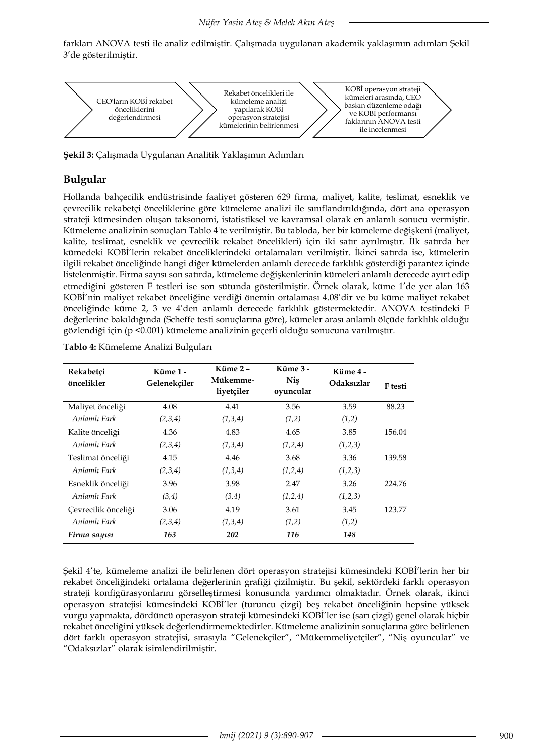farkları ANOVA testi ile analiz edilmiştir. Çalışmada uygulanan akademik yaklaşımın adımları Şekil 3'de gösterilmiştir.

CEO'ların KOBİ rekabet önceliklerini değerlendirmesi

Rekabet öncelikleri ile kümeleme analizi yapılarak KOBİ operasyon stratejisi kümelerinin belirlenmesi

KOBİ operasyon strateji kümeleri arasında, CEO baskın düzenleme odağı ve KOBİ performansı faklarının ANOVA testi ile incelenmesi

**Şekil 3:** Çalışmada Uygulanan Analitik Yaklaşımın Adımları

## Bulgular

Hollanda bahçecilik endüstrisinde faaliyet gösteren 629 firma, maliyet, kalite, teslimat, esneklik ve çevrecilik rekabetçi önceliklerine göre kümeleme analizi ile sınıflandırıldığında, dört ana operasyon strateji kümesinden oluşan taksonomi, istatistiksel ve kavramsal olarak en anlamlı sonucu vermiştir. Kümeleme analizinin sonuçları Tablo 4'te verilmiştir. Bu tabloda, her bir kümeleme değişkeni (maliyet, kalite, teslimat, esneklik ve çevrecilik rekabet öncelikleri) için iki satır ayrılmıştır. İlk satırda her kümedeki KOBİ'lerin rekabet önceliklerindeki ortalamaları verilmiştir. İkinci satırda ise, kümelerin ilgili rekabet önceliğinde hangi diğer kümelerden anlamlı derecede farklılık gösterdiği parantez içinde listelenmiştir. Firma sayısı son satırda, kümeleme değişkenlerinin kümeleri anlamlı derecede ayırt edip etmediğini gösteren F testleri ise son sütunda gösterilmiştir. Örnek olarak, küme 1'de yer alan 163 KOBİ'nin maliyet rekabet önceliğine verdiği önemin ortalaması 4.08'dir ve bu küme maliyet rekabet önceliğinde küme 2, 3 ve 4'den anlamlı derecede farklılık göstermektedir. ANOVA testindeki F değerlerine bakıldığında (Scheffe testi sonuçlarına göre), kümeler arası anlamlı ölçüde farklılık olduğu gözlendiği için ($p < 0.001$) kümeleme analizinin geçerli olduğu sonucuna varılmıştır.

**Tablo 4:** Kümeleme Analizi Bulguları

| Rekabetçi öncelikler | Küme 1 - Gelenekçiler | Küme 2 – Mükemmeliyetçiler | Küme 3 - Niş oyuncular | Küme 4 - Odaksızlar | F testi |
|---|---|---|---|---|---|
| Maliyet önceliği | 4.08 | 4.41 | 3.56 | 3.59 | 88.23 |
| *Anlamlı Fark* | *(2,3,4)* | *(1,3,4)* | *(1,2)* | *(1,2)* | |
| Kalite önceliği | 4.36 | 4.83 | 4.65 | 3.85 | 156.04 |
| *Anlamlı Fark* | *(2,3,4)* | *(1,3,4)* | *(1,2,4)* | *(1,2,3)* | |
| Teslimat önceliği | 4.15 | 4.46 | 3.68 | 3.36 | 139.58 |
| *Anlamlı Fark* | *(2,3,4)* | *(1,3,4)* | *(1,2,4)* | *(1,2,3)* | |
| Esneklik önceliği | 3.96 | 3.98 | 2.47 | 3.26 | 224.76 |
| *Anlamlı Fark* | *(3,4)* | *(3,4)* | *(1,2,4)* | *(1,2,3)* | |
| Çevrecilik önceliği | 3.06 | 4.19 | 3.61 | 3.45 | 123.77 |
| *Anlamlı Fark* | *(2,3,4)* | *(1,3,4)* | *(1,2)* | *(1,2)* | |
| ***Firma sayısı*** | ***163*** | ***202*** | ***116*** | ***148*** | |

Şekil 4'te, kümeleme analizi ile belirlenen dört operasyon stratejisi kümesindeki KOBİ'lerin her bir rekabet önceliğindeki ortalama değerlerinin grafiği çizilmiştir. Bu şekil, sektördeki farklı operasyon strateji konfigürasyonlarını görselleştirmesi konusunda yardımcı olmaktadır. Örnek olarak, ikinci operasyon stratejisi kümesindeki KOBİ'ler (turuncu çizgi) beş rekabet önceliğinin hepsine yüksek vurgu yapmakta, dördüncü operasyon strateji kümesindeki KOBİ'ler ise (sarı çizgi) genel olarak hiçbir rekabet önceliğini yüksek değerlendirmemektedirler. Kümeleme analizinin sonuçlarına göre belirlenen dört farklı operasyon stratejisi, sırasıyla "Gelenekçiler", "Mükemmeliyetçiler", "Niş oyuncular" ve "Odaksızlar" olarak isimlendirilmiştir.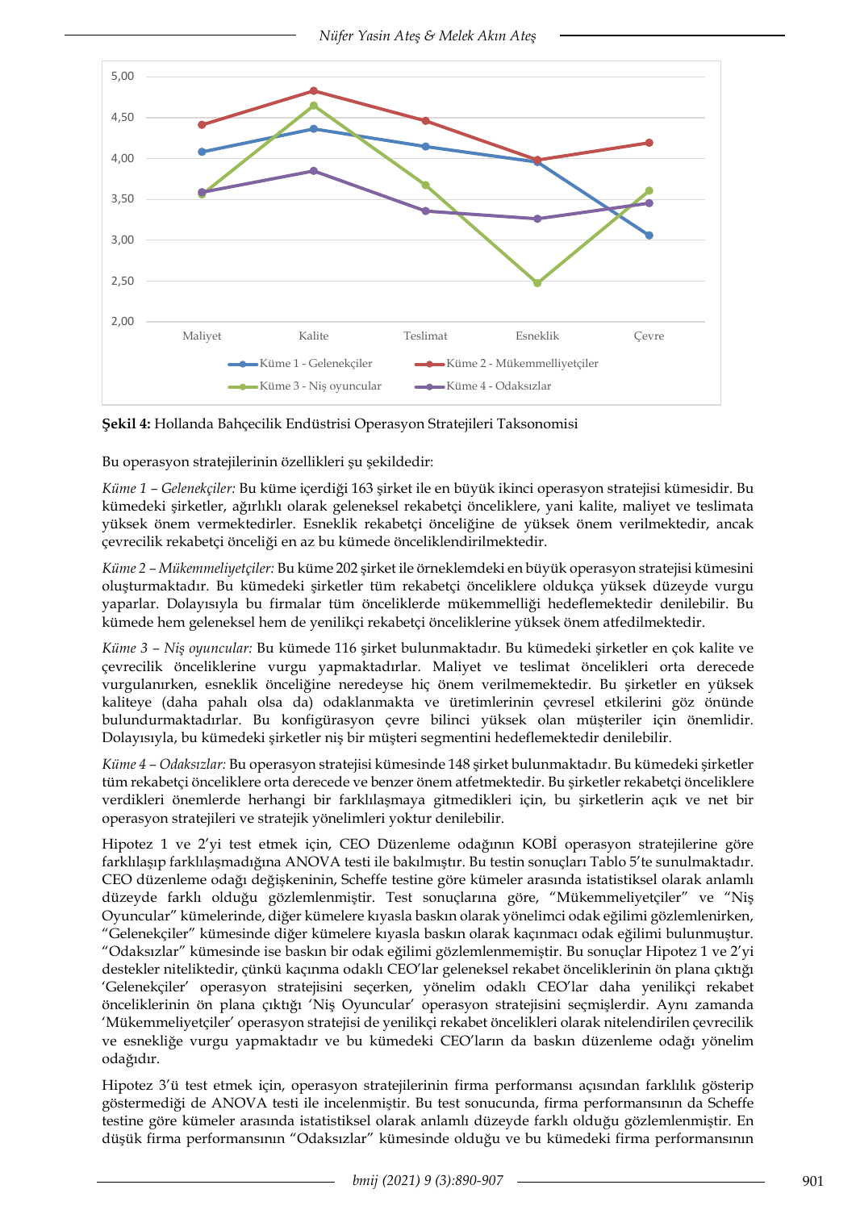5,00
4,50
4,00
3,50
3,00
2,50
2,00

Maliyet Kalite Teslimat Esneklik Çevre

Küme 1 - Gelenekçiler
Küme 2 - Mükemmelliyetçiler
Küme 3 - Niş oyuncular
Küme 4 - Odaksızlar

**Şekil 4:** Hollanda Bahçecilik Endüstrisi Operasyon Stratejileri Taksonomisi

Bu operasyon stratejilerinin özellikleri şu şekildedir:

*Küme 1 – Gelenekçiler:* Bu küme içerdiği 163 şirket ile en büyük ikinci operasyon stratejisi kümesidir. Bu kümedeki şirketler, ağırlıklı olarak geleneksel rekabetçi önceliklere, yani kalite, maliyet ve teslimata yüksek önem vermektedirler. Esneklik rekabetçi önceliğine de yüksek önem verilmektedir, ancak çevrecilik rekabetçi önceliği en az bu kümede önceliklendirilmektedir.

*Küme 2 – Mükemmeliyetçiler:* Bu küme 202 şirket ile örneklemdeki en büyük operasyon stratejisi kümesini oluşturmaktadır. Bu kümedeki şirketler tüm rekabetçi önceliklere oldukça yüksek düzeyde vurgu yaparlar. Dolayısıyla bu firmalar tüm önceliklerde mükemmelliği hedeflemektedir denilebilir. Bu kümede hem geleneksel hem de yenilikçi rekabetçi önceliklerine yüksek önem atfedilmektedir.

*Küme 3 – Niş oyuncular:* Bu kümede 116 şirket bulunmaktadır. Bu kümedeki şirketler en çok kalite ve çevrecilik önceliklerine vurgu yapmaktadırlar. Maliyet ve teslimat öncelikleri orta derecede vurgulanırken, esneklik önceliğine neredeyse hiç önem verilmemektedir. Bu şirketler en yüksek kaliteye (daha pahalı olsa da) odaklanmakta ve üretimlerinin çevresel etkilerini göz önünde bulundurmaktadırlar. Bu konfigürasyon çevre bilinci yüksek olan müşteriler için önemlidir. Dolayısıyla, bu kümedeki şirketler niş bir müşteri segmentini hedeflemektedir denilebilir.

*Küme 4 – Odaksızlar:* Bu operasyon stratejisi kümesinde 148 şirket bulunmaktadır. Bu kümedeki şirketler tüm rekabetçi önceliklere orta derecede ve benzer önem atfetmektedir. Bu şirketler rekabetçi önceliklere verdikleri önemlerde herhangi bir farklılaşmaya gitmedikleri için, bu şirketlerin açık ve net bir operasyon stratejileri ve stratejik yönelimleri yoktur denilebilir.

Hipotez 1 ve 2'yi test etmek için, CEO Düzenleme odağının KOBİ operasyon stratejilerine göre farklılaşıp farklılaşmadığına ANOVA testi ile bakılmıştır. Bu testin sonuçları Tablo 5'te sunulmaktadır. CEO düzenleme odağı değişkeninin, Scheffe testine göre kümeler arasında istatistiksel olarak anlamlı düzeyde farklı olduğu gözlemlenmiştir. Test sonuçlarına göre, "Mükemmeliyetçiler" ve "Niş Oyuncular" kümelerinde, diğer kümelere kıyasla baskın olarak yönelimci odak eğilimi gözlemlenirken, "Gelenekçiler" kümesinde diğer kümelere kıyasla baskın olarak kaçınmacı odak eğilimi bulunmuştur. "Odaksızlar" kümesinde ise baskın bir odak eğilimi gözlemlenmemiştir. Bu sonuçlar Hipotez 1 ve 2'yi destekler niteliktedir, çünkü kaçınma odaklı CEO'lar geleneksel rekabet önceliklerinin ön plana çıktığı 'Gelenekçiler' operasyon stratejisini seçerken, yönelim odaklı CEO'lar daha yenilikçi rekabet önceliklerinin ön plana çıktığı 'Niş Oyuncular' operasyon stratejisini seçmişlerdir. Aynı zamanda 'Mükemmeliyetçiler' operasyon stratejisi de yenilikçi rekabet öncelikleri olarak nitelendirilen çevrecilik ve esnekliğe vurgu yapmaktadır ve bu kümedeki CEO'ların da baskın düzenleme odağı yönelim odağıdır.

Hipotez 3'ü test etmek için, operasyon stratejilerinin firma performansı açısından farklılık gösterip göstermediği de ANOVA testi ile incelenmiştir. Bu test sonucunda, firma performansının da Scheffe testine göre kümeler arasında istatistiksel olarak anlamlı düzeyde farklı olduğu gözlemlenmiştir. En düşük firma performansının "Odaksızlar" kümesinde olduğu ve bu kümedeki firma performansının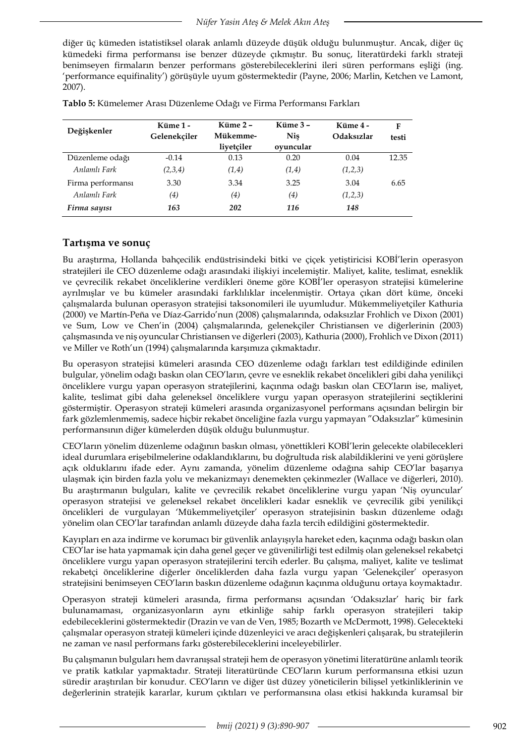diğer üç kümeden istatistiksel olarak anlamlı düzeyde düşük olduğu bulunmuştur. Ancak, diğer üç kümedeki firma performansı ise benzer düzeyde çıkmıştır. Bu sonuç, literatürdeki farklı strateji benimseyen firmaların benzer performans gösterebileceklerini ileri süren performans eşliği (ing. 'performance equifinality') görüşüyle uyum göstermektedir (Payne, 2006; Marlin, Ketchen ve Lamont, 2007).

**Tablo 5:** Kümelemer Arası Düzenleme Odağı ve Firma Performansı Farkları

| **Değişkenler** | **Küme 1 - Gelenekçiler** | **Küme 2 – Mükemme-liyetçiler** | **Küme 3 – Niş oyuncular** | **Küme 4 - Odaksızlar** | **F testi** |
|---|---|---|---|---|---|
| Düzenleme odağı | -0.14 | 0.13 | 0.20 | 0.04 | 12.35 |
| *Anlamlı Fark* | *(2,3,4)* | *(1,4)* | *(1,4)* | *(1,2,3)* | |
| Firma performansı | 3.30 | 3.34 | 3.25 | 3.04 | 6.65 |
| *Anlamlı Fark* | *(4)* | *(4)* | *(4)* | *(1,2,3)* | |
| ***Firma sayısı*** | ***163*** | ***202*** | ***116*** | ***148*** | |

## Tartışma ve sonuç

Bu araştırma, Hollanda bahçecilik endüstrisindeki bitki ve çiçek yetiştiricisi KOBİ'lerin operasyon stratejileri ile CEO düzenleme odağı arasındaki ilişkiyi incelemiştir. Maliyet, kalite, teslimat, esneklik ve çevrecilik rekabet önceliklerine verdikleri öneme göre KOBİ'ler operasyon stratejisi kümelerine ayrılmışlar ve bu kümeler arasındaki farklılıklar incelenmiştir. Ortaya çıkan dört küme, önceki çalışmalarda bulunan operasyon stratejisi taksonomileri ile uyumludur. Mükemmeliyetçiler Kathuria (2000) ve Martín-Peña ve Díaz-Garrido'nun (2008) çalışmalarında, odaksızlar Frohlich ve Dixon (2001) ve Sum, Low ve Chen'in (2004) çalışmalarında, gelenekçiler Christiansen ve diğerlerinin (2003) çalışmasında ve niş oyuncular Christiansen ve diğerleri (2003), Kathuria (2000), Frohlich ve Dixon (2011) ve Miller ve Roth'un (1994) çalışmalarında karşımıza çıkmaktadır.

Bu operasyon stratejisi kümeleri arasında CEO düzenleme odağı farkları test edildiğinde edinilen bulgular, yönelim odağı baskın olan CEO'ların, çevre ve esneklik rekabet öncelikleri gibi daha yenilikçi önceliklere vurgu yapan operasyon stratejilerini, kaçınma odağı baskın olan CEO'ların ise, maliyet, kalite, teslimat gibi daha geleneksel önceliklere vurgu yapan operasyon stratejilerini seçtiklerini göstermiştir. Operasyon strateji kümeleri arasında organizasyonel performans açısından belirgin bir fark gözlemlenmemiş, sadece hiçbir rekabet önceliğine fazla vurgu yapmayan "Odaksızlar" kümesinin performansının diğer kümelerden düşük olduğu bulunmuştur.

CEO'ların yönelim düzenleme odağının baskın olması, yönettikleri KOBİ'lerin gelecekte olabilecekleri ideal durumlara erişebilmelerine odaklandıklarını, bu doğrultuda risk alabildiklerini ve yeni görüşlere açık olduklarını ifade eder. Aynı zamanda, yönelim düzenleme odağına sahip CEO'lar başarıya ulaşmak için birden fazla yolu ve mekanizmayı denemekten çekinmezler (Wallace ve diğerleri, 2010). Bu araştırmanın bulguları, kalite ve çevrecilik rekabet önceliklerine vurgu yapan 'Niş oyuncular' operasyon stratejisi ve geleneksel rekabet öncelikleri kadar esneklik ve çevrecilik gibi yenilikçi öncelikleri de vurgulayan 'Mükemmeliyetçiler' operasyon stratejisinin baskın düzenleme odağı yönelim olan CEO'lar tarafından anlamlı düzeyde daha fazla tercih edildiğini göstermektedir.

Kayıpları en aza indirme ve korumacı bir güvenlik anlayışıyla hareket eden, kaçınma odağı baskın olan CEO'lar ise hata yapmamak için daha genel geçer ve güvenilirliği test edilmiş olan geleneksel rekabetçi önceliklere vurgu yapan operasyon stratejilerini tercih ederler. Bu çalışma, maliyet, kalite ve teslimat rekabetçi önceliklerine diğerler önceliklerden daha fazla vurgu yapan 'Gelenekçiler' operasyon stratejisini benimseyen CEO'ların baskın düzenleme odağının kaçınma olduğunu ortaya koymaktadır.

Operasyon strateji kümeleri arasında, firma performansı açısından 'Odaksızlar' hariç bir fark bulunamaması, organizasyonların aynı etkinliğe sahip farklı operasyon stratejileri takip edebileceklerini göstermektedir (Drazin ve van de Ven, 1985; Bozarth ve McDermott, 1998). Gelecekteki çalışmalar operasyon strateji kümeleri içinde düzenleyici ve aracı değişkenleri çalışarak, bu stratejilerin ne zaman ve nasıl performans farkı gösterebileceklerini inceleyebilirler.

Bu çalışmanın bulguları hem davranışsal strateji hem de operasyon yönetimi literatürüne anlamlı teorik ve pratik katkılar yapmaktadır. Strateji literatüründe CEO'ların kurum performansına etkisi uzun süredir araştırılan bir konudur. CEO'ların ve diğer üst düzey yöneticilerin bilişsel yetkinliklerinin ve değerlerinin stratejik kararlar, kurum çıktıları ve performansına olası etkisi hakkında kuramsal bir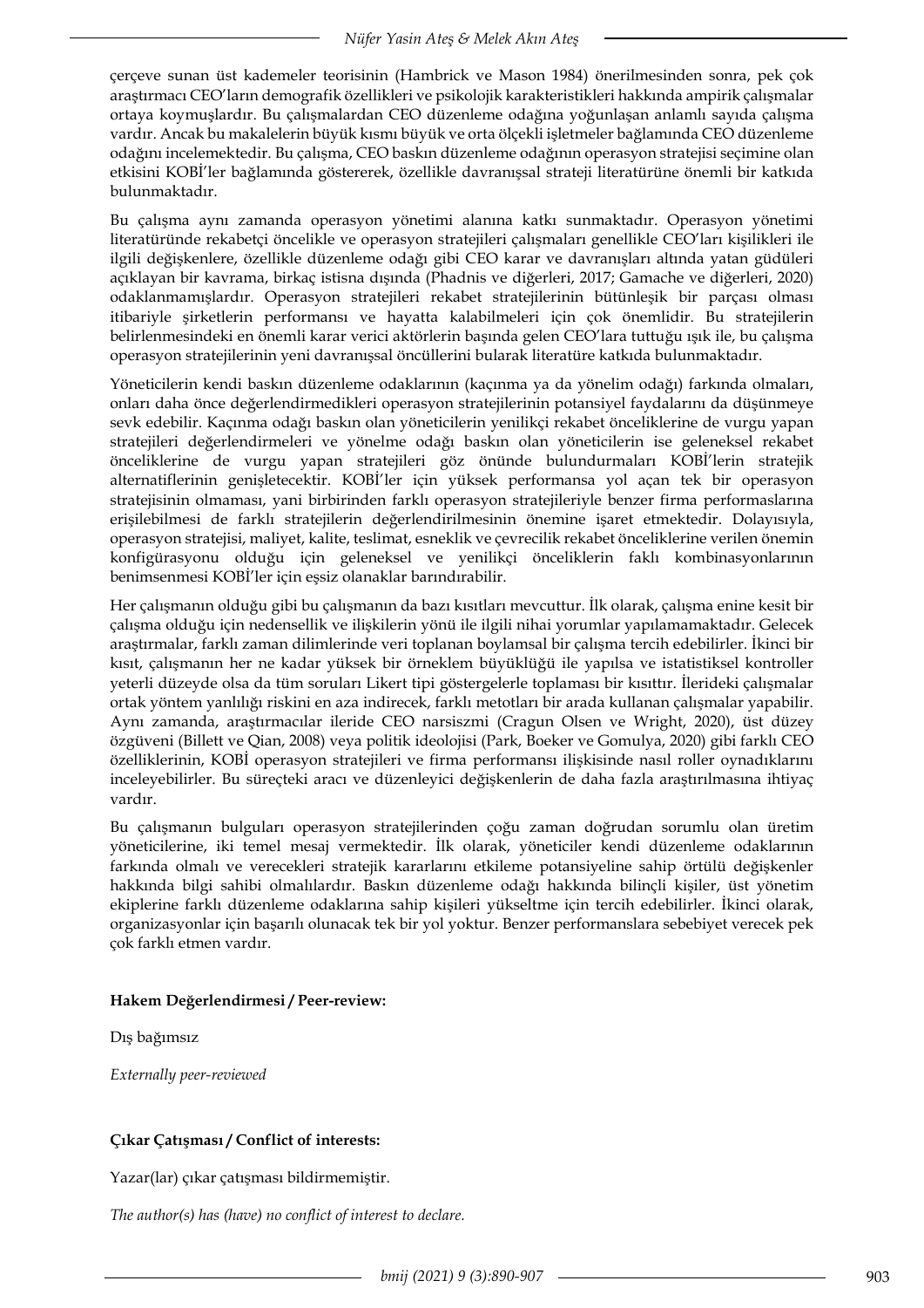çerçeve sunan üst kademeler teorisinin (Hambrick ve Mason 1984) önerilmesinden sonra, pek çok araştırmacı CEO'ların demografik özellikleri ve psikolojik karakteristikleri hakkında ampirik çalışmalar ortaya koymuşlardır. Bu çalışmalardan CEO düzenleme odağına yoğunlaşan anlamlı sayıda çalışma vardır. Ancak bu makalelerin büyük kısmı büyük ve orta ölçekli işletmeler bağlamında CEO düzenleme odağını incelemektedir. Bu çalışma, CEO baskın düzenleme odağının operasyon stratejisi seçimine olan etkisini KOBİ'ler bağlamında göstererek, özellikle davranışsal strateji literatürüne önemli bir katkıda bulunmaktadır.

Bu çalışma aynı zamanda operasyon yönetimi alanına katkı sunmaktadır. Operasyon yönetimi literatüründe rekabetçi öncelikle ve operasyon stratejileri çalışmaları genellikle CEO'ları kişilikleri ile ilgili değişkenlere, özellikle düzenleme odağı gibi CEO karar ve davranışları altında yatan güdüleri açıklayan bir kavrama, birkaç istisna dışında (Phadnis ve diğerleri, 2017; Gamache ve diğerleri, 2020) odaklanmamışlardır. Operasyon stratejileri rekabet stratejilerinin bütünleşik bir parçası olması itibariyle şirketlerin performansı ve hayatta kalabilmeleri için çok önemlidir. Bu stratejilerin belirlenmesindeki en önemli karar verici aktörlerin başında gelen CEO'lara tuttuğu ışık ile, bu çalışma operasyon stratejilerinin yeni davranışsal öncüllerini bularak literatüre katkıda bulunmaktadır.

Yöneticilerin kendi baskın düzenleme odaklarının (kaçınma ya da yönelim odağı) farkında olmaları, onları daha önce değerlendirmedikleri operasyon stratejilerinin potansiyel faydalarını da düşünmeye sevk edebilir. Kaçınma odağı baskın olan yöneticilerin yenilikçi rekabet önceliklerine de vurgu yapan stratejileri değerlendirmeleri ve yönelme odağı baskın olan yöneticilerin ise geleneksel rekabet önceliklerine de vurgu yapan stratejileri göz önünde bulundurmaları KOBİ'lerin stratejik alternatiflerinin genişletecektir. KOBİ'ler için yüksek performansa yol açan tek bir operasyon stratejisinin olmaması, yani birbirinden farklı operasyon stratejileriyle benzer firma performaslarına erişilebilmesi de farklı stratejilerin değerlendirilmesinin önemine işaret etmektedir. Dolayısıyla, operasyon stratejisi, maliyet, kalite, teslimat, esneklik ve çevrecilik rekabet önceliklerine verilen önemin konfigürasyonu olduğu için geleneksel ve yenilikçi önceliklerin faklı kombinasyonlarının benimsenmesi KOBİ'ler için eşsiz olanaklar barındırabilir.

Her çalışmanın olduğu gibi bu çalışmanın da bazı kısıtları mevcuttur. İlk olarak, çalışma enine kesit bir çalışma olduğu için nedensellik ve ilişkilerin yönü ile ilgili nihai yorumlar yapılamamaktadır. Gelecek araştırmalar, farklı zaman dilimlerinde veri toplanan boylamsal bir çalışma tercih edebilirler. İkinci bir kısıt, çalışmanın her ne kadar yüksek bir örneklem büyüklüğü ile yapılsa ve istatistiksel kontroller yeterli düzeyde olsa da tüm soruları Likert tipi göstergelerle toplaması bir kısıttır. İlerideki çalışmalar ortak yöntem yanlılığı riskini en aza indirecek, farklı metotları bir arada kullanan çalışmalar yapabilir. Aynı zamanda, araştırmacılar ileride CEO narsiszmi (Cragun Olsen ve Wright, 2020), üst düzey özgüveni (Billett ve Qian, 2008) veya politik ideolojisi (Park, Boeker ve Gomulya, 2020) gibi farklı CEO özelliklerinin, KOBİ operasyon stratejileri ve firma performansı ilişkisinde nasıl roller oynadıklarını inceleyebilirler. Bu süreçteki aracı ve düzenleyici değişkenlerin de daha fazla araştırılmasına ihtiyaç vardır.

Bu çalışmanın bulguları operasyon stratejilerinden çoğu zaman doğrudan sorumlu olan üretim yöneticilerine, iki temel mesaj vermektedir. İlk olarak, yöneticiler kendi düzenleme odaklarının farkında olmalı ve verecekleri stratejik kararlarını etkileme potansiyeline sahip örtülü değişkenler hakkında bilgi sahibi olmalılardır. Baskın düzenleme odağı hakkında bilinçli kişiler, üst yönetim ekiplerine farklı düzenleme odaklarına sahip kişileri yükseltme için tercih edebilirler. İkinci olarak, organizasyonlar için başarılı olunacak tek bir yol yoktur. Benzer performanslara sebebiyet verecek pek çok farklı etmen vardır.

**Hakem Değerlendirmesi / Peer-review:**

Dış bağımsız

*Externally peer-reviewed*

**Çıkar Çatışması / Conflict of interests:**

Yazar(lar) çıkar çatışması bildirmemiştir.

*The author(s) has (have) no conflict of interest to declare.*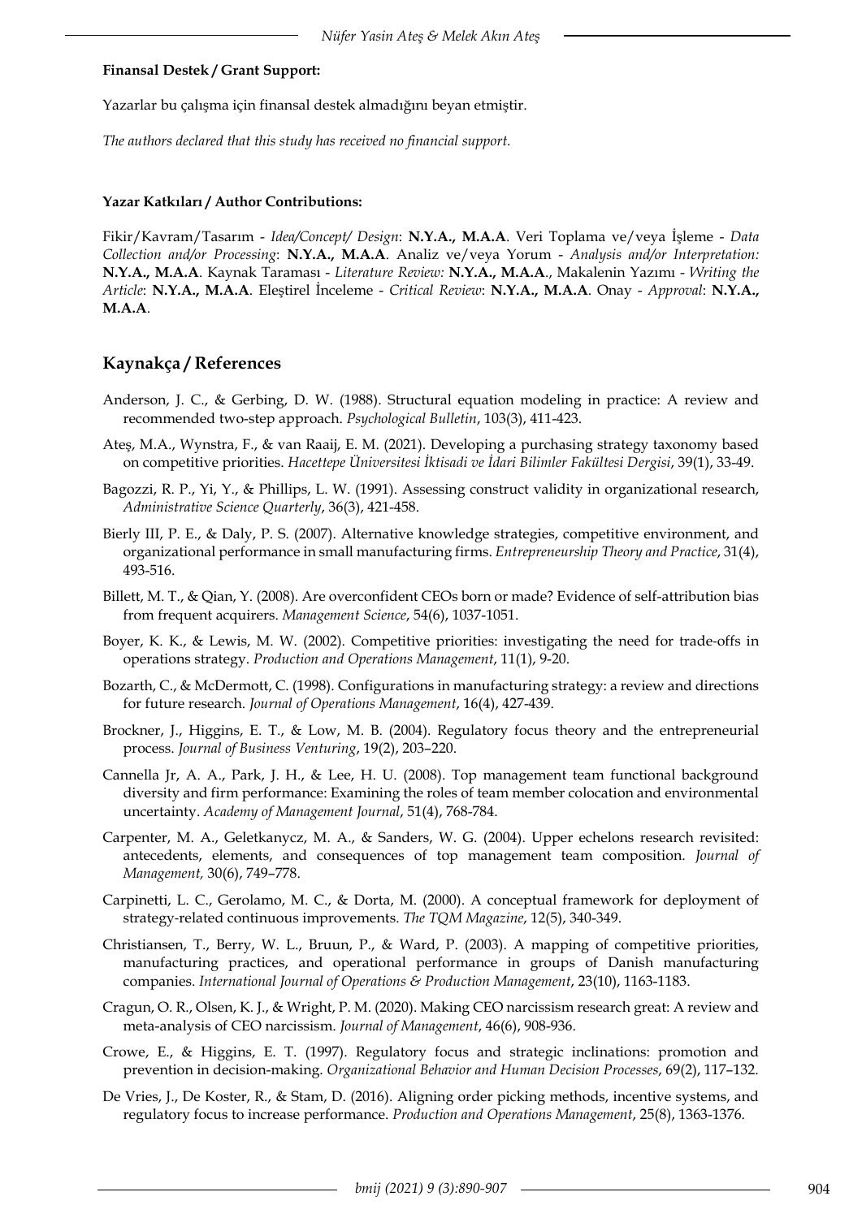**Finansal Destek / Grant Support:**

Yazarlar bu çalışma için finansal destek almadığını beyan etmiştir.

*The authors declared that this study has received no financial support.*

**Yazar Katkıları / Author Contributions:**

Fikir/Kavram/Tasarım - *Idea/Concept/ Design*: **N.Y.A., M.A.A**. Veri Toplama ve/veya İşleme - *Data Collection and/or Processing*: **N.Y.A., M.A.A**. Analiz ve/veya Yorum - *Analysis and/or Interpretation:* **N.Y.A., M.A.A**. Kaynak Taraması - *Literature Review:* **N.Y.A., M.A.A**., Makalenin Yazımı - *Writing the Article*: **N.Y.A., M.A.A**. Eleştirel İnceleme - *Critical Review*: **N.Y.A., M.A.A**. Onay - *Approval*: **N.Y.A., M.A.A**.

## Kaynakça / References

Anderson, J. C., & Gerbing, D. W. (1988). Structural equation modeling in practice: A review and recommended two-step approach. *Psychological Bulletin*, 103(3), 411-423.

Ateş, M.A., Wynstra, F., & van Raaij, E. M. (2021). Developing a purchasing strategy taxonomy based on competitive priorities. *Hacettepe Üniversitesi İktisadi ve İdari Bilimler Fakültesi Dergisi*, 39(1), 33-49.

Bagozzi, R. P., Yi, Y., & Phillips, L. W. (1991). Assessing construct validity in organizational research, *Administrative Science Quarterly*, 36(3), 421-458.

Bierly III, P. E., & Daly, P. S. (2007). Alternative knowledge strategies, competitive environment, and organizational performance in small manufacturing firms. *Entrepreneurship Theory and Practice*, 31(4), 493-516.

Billett, M. T., & Qian, Y. (2008). Are overconfident CEOs born or made? Evidence of self-attribution bias from frequent acquirers. *Management Science*, 54(6), 1037-1051.

Boyer, K. K., & Lewis, M. W. (2002). Competitive priorities: investigating the need for trade-offs in operations strategy. *Production and Operations Management*, 11(1), 9-20.

Bozarth, C., & McDermott, C. (1998). Configurations in manufacturing strategy: a review and directions for future research. *Journal of Operations Management*, 16(4), 427-439.

Brockner, J., Higgins, E. T., & Low, M. B. (2004). Regulatory focus theory and the entrepreneurial process. *Journal of Business Venturing*, 19(2), 203–220.

Cannella Jr, A. A., Park, J. H., & Lee, H. U. (2008). Top management team functional background diversity and firm performance: Examining the roles of team member colocation and environmental uncertainty. *Academy of Management Journal*, 51(4), 768-784.

Carpenter, M. A., Geletkanycz, M. A., & Sanders, W. G. (2004). Upper echelons research revisited: antecedents, elements, and consequences of top management team composition. *Journal of Management,* 30(6), 749–778.

Carpinetti, L. C., Gerolamo, M. C., & Dorta, M. (2000). A conceptual framework for deployment of strategy-related continuous improvements. *The TQM Magazine*, 12(5), 340-349.

Christiansen, T., Berry, W. L., Bruun, P., & Ward, P. (2003). A mapping of competitive priorities, manufacturing practices, and operational performance in groups of Danish manufacturing companies. *International Journal of Operations & Production Management*, 23(10), 1163-1183.

Cragun, O. R., Olsen, K. J., & Wright, P. M. (2020). Making CEO narcissism research great: A review and meta-analysis of CEO narcissism. *Journal of Management*, 46(6), 908-936.

Crowe, E., & Higgins, E. T. (1997). Regulatory focus and strategic inclinations: promotion and prevention in decision-making. *Organizational Behavior and Human Decision Processes*, 69(2), 117–132.

De Vries, J., De Koster, R., & Stam, D. (2016). Aligning order picking methods, incentive systems, and regulatory focus to increase performance. *Production and Operations Management*, 25(8), 1363-1376.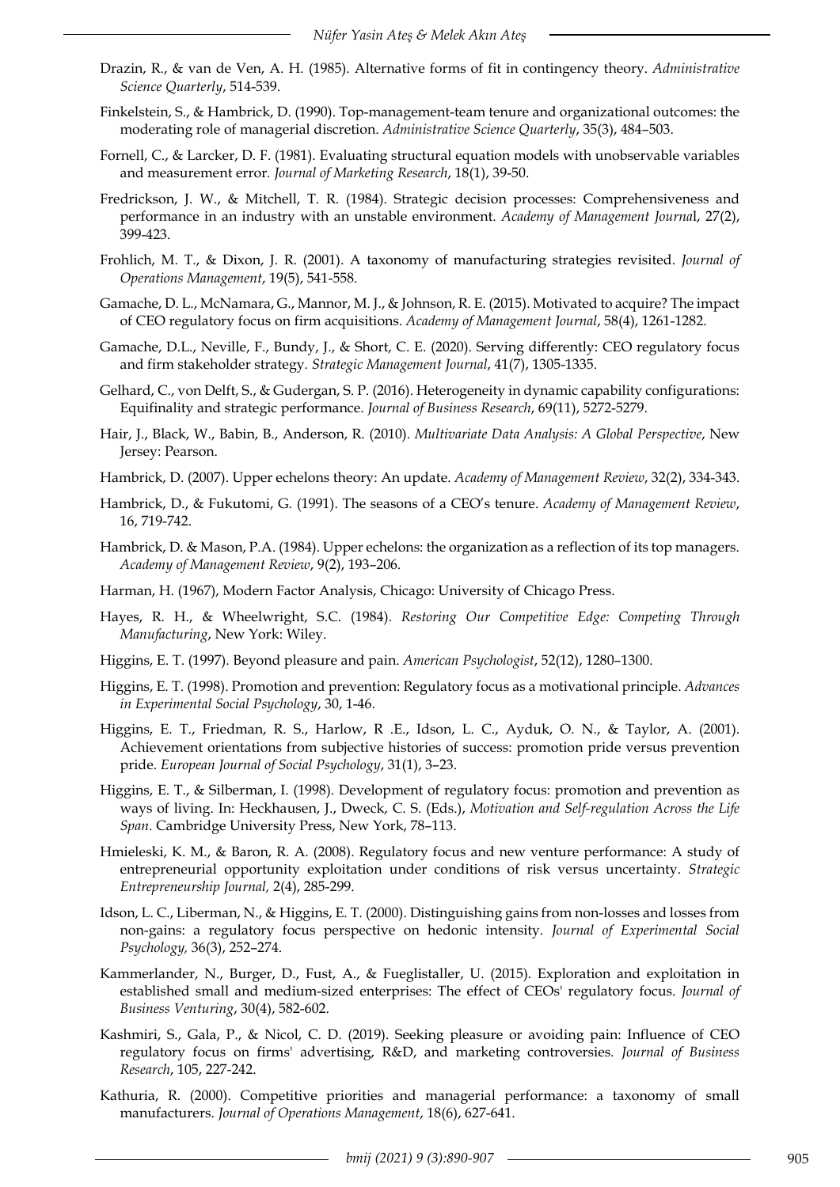Drazin, R., & van de Ven, A. H. (1985). Alternative forms of fit in contingency theory. *Administrative Science Quarterly*, 514-539.

Finkelstein, S., & Hambrick, D. (1990). Top-management-team tenure and organizational outcomes: the moderating role of managerial discretion. *Administrative Science Quarterly*, 35(3), 484–503.

Fornell, C., & Larcker, D. F. (1981). Evaluating structural equation models with unobservable variables and measurement error. *Journal of Marketing Research*, 18(1), 39-50.

Fredrickson, J. W., & Mitchell, T. R. (1984). Strategic decision processes: Comprehensiveness and performance in an industry with an unstable environment. *Academy of Management Journa*l, 27(2), 399-423.

Frohlich, M. T., & Dixon, J. R. (2001). A taxonomy of manufacturing strategies revisited. *Journal of Operations Management*, 19(5), 541-558.

Gamache, D. L., McNamara, G., Mannor, M. J., & Johnson, R. E. (2015). Motivated to acquire? The impact of CEO regulatory focus on firm acquisitions. *Academy of Management Journal*, 58(4), 1261-1282.

Gamache, D.L., Neville, F., Bundy, J., & Short, C. E. (2020). Serving differently: CEO regulatory focus and firm stakeholder strategy. *Strategic Management Journal*, 41(7), 1305-1335.

Gelhard, C., von Delft, S., & Gudergan, S. P. (2016). Heterogeneity in dynamic capability configurations: Equifinality and strategic performance. *Journal of Business Research*, 69(11), 5272-5279.

Hair, J., Black, W., Babin, B., Anderson, R. (2010). *Multivariate Data Analysis: A Global Perspective*, New Jersey: Pearson.

Hambrick, D. (2007). Upper echelons theory: An update. *Academy of Management Review*, 32(2), 334-343.

Hambrick, D., & Fukutomi, G. (1991). The seasons of a CEO's tenure. *Academy of Management Review*, 16, 719-742.

Hambrick, D. & Mason, P.A. (1984). Upper echelons: the organization as a reflection of its top managers. *Academy of Management Review*, 9(2), 193–206.

Harman, H. (1967), Modern Factor Analysis, Chicago: University of Chicago Press.

Hayes, R. H., & Wheelwright, S.C. (1984). *Restoring Our Competitive Edge: Competing Through Manufacturing*, New York: Wiley.

Higgins, E. T. (1997). Beyond pleasure and pain. *American Psychologist*, 52(12), 1280–1300.

Higgins, E. T. (1998). Promotion and prevention: Regulatory focus as a motivational principle. *Advances in Experimental Social Psychology*, 30, 1-46.

Higgins, E. T., Friedman, R. S., Harlow, R .E., Idson, L. C., Ayduk, O. N., & Taylor, A. (2001). Achievement orientations from subjective histories of success: promotion pride versus prevention pride. *European Journal of Social Psychology*, 31(1), 3–23.

Higgins, E. T., & Silberman, I. (1998). Development of regulatory focus: promotion and prevention as ways of living. In: Heckhausen, J., Dweck, C. S. (Eds.), *Motivation and Self-regulation Across the Life Span*. Cambridge University Press, New York, 78–113.

Hmieleski, K. M., & Baron, R. A. (2008). Regulatory focus and new venture performance: A study of entrepreneurial opportunity exploitation under conditions of risk versus uncertainty. *Strategic Entrepreneurship Journal,* 2(4), 285-299.

Idson, L. C., Liberman, N., & Higgins, E. T. (2000). Distinguishing gains from non-losses and losses from non-gains: a regulatory focus perspective on hedonic intensity. *Journal of Experimental Social Psychology,* 36(3), 252–274.

Kammerlander, N., Burger, D., Fust, A., & Fueglistaller, U. (2015). Exploration and exploitation in established small and medium-sized enterprises: The effect of CEOs' regulatory focus. *Journal of Business Venturing*, 30(4), 582-602.

Kashmiri, S., Gala, P., & Nicol, C. D. (2019). Seeking pleasure or avoiding pain: Influence of CEO regulatory focus on firms' advertising, R&D, and marketing controversies. *Journal of Business Research*, 105, 227-242.

Kathuria, R. (2000). Competitive priorities and managerial performance: a taxonomy of small manufacturers. *Journal of Operations Management*, 18(6), 627-641.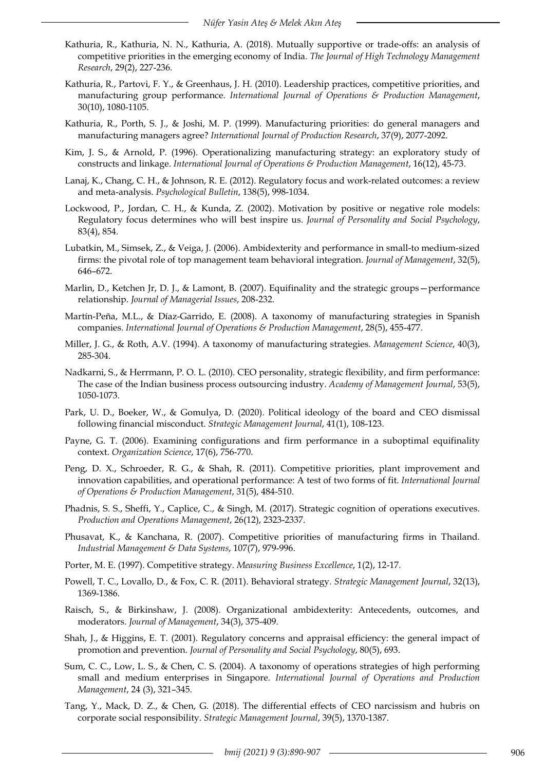Kathuria, R., Kathuria, N. N., Kathuria, A. (2018). Mutually supportive or trade-offs: an analysis of competitive priorities in the emerging economy of India. *The Journal of High Technology Management Research*, 29(2), 227-236.

Kathuria, R., Partovi, F. Y., & Greenhaus, J. H. (2010). Leadership practices, competitive priorities, and manufacturing group performance. *International Journal of Operations & Production Management*, 30(10), 1080-1105.

Kathuria, R., Porth, S. J., & Joshi, M. P. (1999). Manufacturing priorities: do general managers and manufacturing managers agree? *International Journal of Production Research*, 37(9), 2077-2092.

Kim, J. S., & Arnold, P. (1996). Operationalizing manufacturing strategy: an exploratory study of constructs and linkage. *International Journal of Operations & Production Management*, 16(12), 45-73.

Lanaj, K., Chang, C. H., & Johnson, R. E. (2012). Regulatory focus and work-related outcomes: a review and meta-analysis. *Psychological Bulletin*, 138(5), 998-1034.

Lockwood, P., Jordan, C. H., & Kunda, Z. (2002). Motivation by positive or negative role models: Regulatory focus determines who will best inspire us. *Journal of Personality and Social Psychology*, 83(4), 854.

Lubatkin, M., Simsek, Z., & Veiga, J. (2006). Ambidexterity and performance in small-to medium-sized firms: the pivotal role of top management team behavioral integration. *Journal of Management*, 32(5), 646–672.

Marlin, D., Ketchen Jr, D. J., & Lamont, B. (2007). Equifinality and the strategic groups—performance relationship. *Journal of Managerial Issues*, 208-232.

Martín-Peña, M.L., & Díaz-Garrido, E. (2008). A taxonomy of manufacturing strategies in Spanish companies. *International Journal of Operations & Production Management*, 28(5), 455-477.

Miller, J. G., & Roth, A.V. (1994). A taxonomy of manufacturing strategies. *Management Science*, 40(3), 285-304.

Nadkarni, S., & Herrmann, P. O. L. (2010). CEO personality, strategic flexibility, and firm performance: The case of the Indian business process outsourcing industry. *Academy of Management Journal*, 53(5), 1050-1073.

Park, U. D., Boeker, W., & Gomulya, D. (2020). Political ideology of the board and CEO dismissal following financial misconduct. *Strategic Management Journal*, 41(1), 108-123.

Payne, G. T. (2006). Examining configurations and firm performance in a suboptimal equifinality context. *Organization Science*, 17(6), 756-770.

Peng, D. X., Schroeder, R. G., & Shah, R. (2011). Competitive priorities, plant improvement and innovation capabilities, and operational performance: A test of two forms of fit. *International Journal of Operations & Production Management*, 31(5), 484-510.

Phadnis, S. S., Sheffi, Y., Caplice, C., & Singh, M. (2017). Strategic cognition of operations executives. *Production and Operations Management*, 26(12), 2323-2337.

Phusavat, K., & Kanchana, R. (2007). Competitive priorities of manufacturing firms in Thailand. *Industrial Management & Data Systems*, 107(7), 979-996.

Porter, M. E. (1997). Competitive strategy. *Measuring Business Excellence*, 1(2), 12-17.

Powell, T. C., Lovallo, D., & Fox, C. R. (2011). Behavioral strategy. *Strategic Management Journal*, 32(13), 1369-1386.

Raisch, S., & Birkinshaw, J. (2008). Organizational ambidexterity: Antecedents, outcomes, and moderators. *Journal of Management*, 34(3), 375-409.

Shah, J., & Higgins, E. T. (2001). Regulatory concerns and appraisal efficiency: the general impact of promotion and prevention. *Journal of Personality and Social Psychology*, 80(5), 693.

Sum, C. C., Low, L. S., & Chen, C. S. (2004). A taxonomy of operations strategies of high performing small and medium enterprises in Singapore. *International Journal of Operations and Production Management*, 24 (3), 321–345.

Tang, Y., Mack, D. Z., & Chen, G. (2018). The differential effects of CEO narcissism and hubris on corporate social responsibility. *Strategic Management Journal*, 39(5), 1370-1387.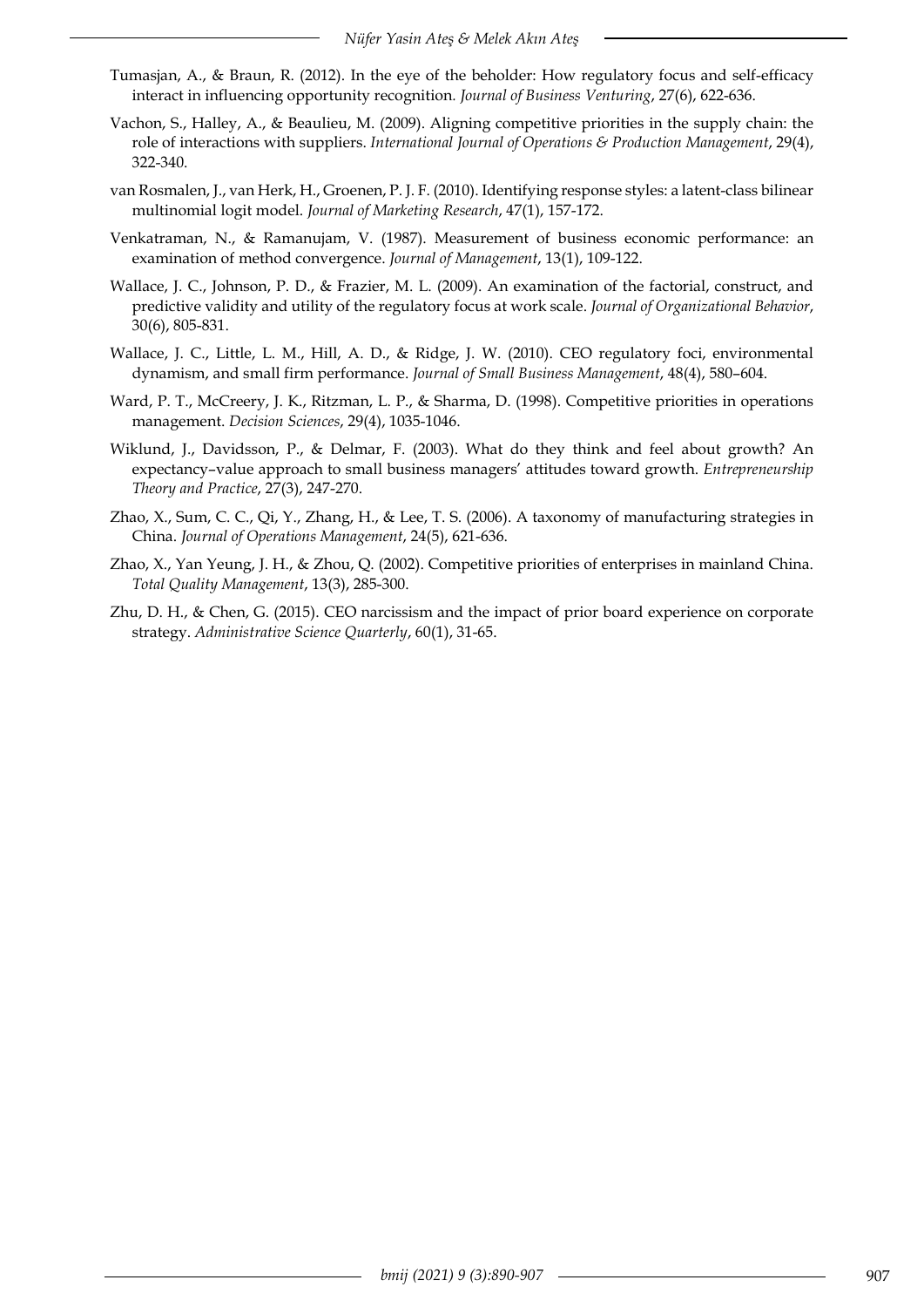Tumasjan, A., & Braun, R. (2012). In the eye of the beholder: How regulatory focus and self-efficacy interact in influencing opportunity recognition. *Journal of Business Venturing*, 27(6), 622-636.

Vachon, S., Halley, A., & Beaulieu, M. (2009). Aligning competitive priorities in the supply chain: the role of interactions with suppliers. *International Journal of Operations & Production Management*, 29(4), 322-340.

van Rosmalen, J., van Herk, H., Groenen, P. J. F. (2010). Identifying response styles: a latent-class bilinear multinomial logit model. *Journal of Marketing Research*, 47(1), 157-172.

Venkatraman, N., & Ramanujam, V. (1987). Measurement of business economic performance: an examination of method convergence. *Journal of Management*, 13(1), 109-122.

Wallace, J. C., Johnson, P. D., & Frazier, M. L. (2009). An examination of the factorial, construct, and predictive validity and utility of the regulatory focus at work scale. *Journal of Organizational Behavior*, 30(6), 805-831.

Wallace, J. C., Little, L. M., Hill, A. D., & Ridge, J. W. (2010). CEO regulatory foci, environmental dynamism, and small firm performance. *Journal of Small Business Management*, 48(4), 580–604.

Ward, P. T., McCreery, J. K., Ritzman, L. P., & Sharma, D. (1998). Competitive priorities in operations management. *Decision Sciences*, 29(4), 1035-1046.

Wiklund, J., Davidsson, P., & Delmar, F. (2003). What do they think and feel about growth? An expectancy–value approach to small business managers' attitudes toward growth. *Entrepreneurship Theory and Practice*, 27(3), 247-270.

Zhao, X., Sum, C. C., Qi, Y., Zhang, H., & Lee, T. S. (2006). A taxonomy of manufacturing strategies in China. *Journal of Operations Management*, 24(5), 621-636.

Zhao, X., Yan Yeung, J. H., & Zhou, Q. (2002). Competitive priorities of enterprises in mainland China. *Total Quality Management*, 13(3), 285-300.

Zhu, D. H., & Chen, G. (2015). CEO narcissism and the impact of prior board experience on corporate strategy. *Administrative Science Quarterly*, 60(1), 31-65.